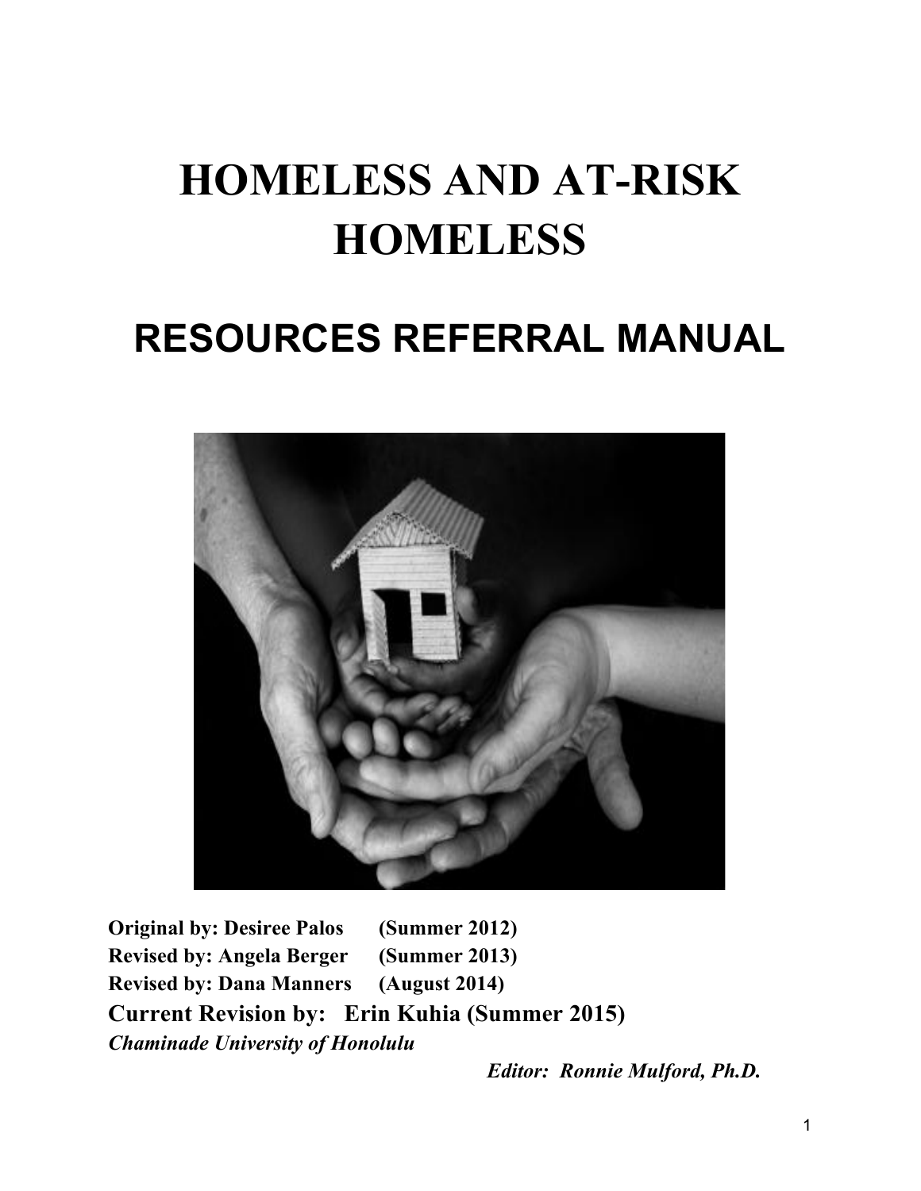# HOMELESS AND AT-RISK HOMELESS

## RESOURCES REFERRAL MANUAL

**Original by: Desiree Palos (Summer 2012)**
**Revised by: Angela Berger (Summer 2013)**
**Revised by: Dana Manners (August 2014)**
**Current Revision by: Erin Kuhia (Summer 2015)**
***Chaminade University of Honolulu***

***Editor: Ronnie Mulford, Ph.D.***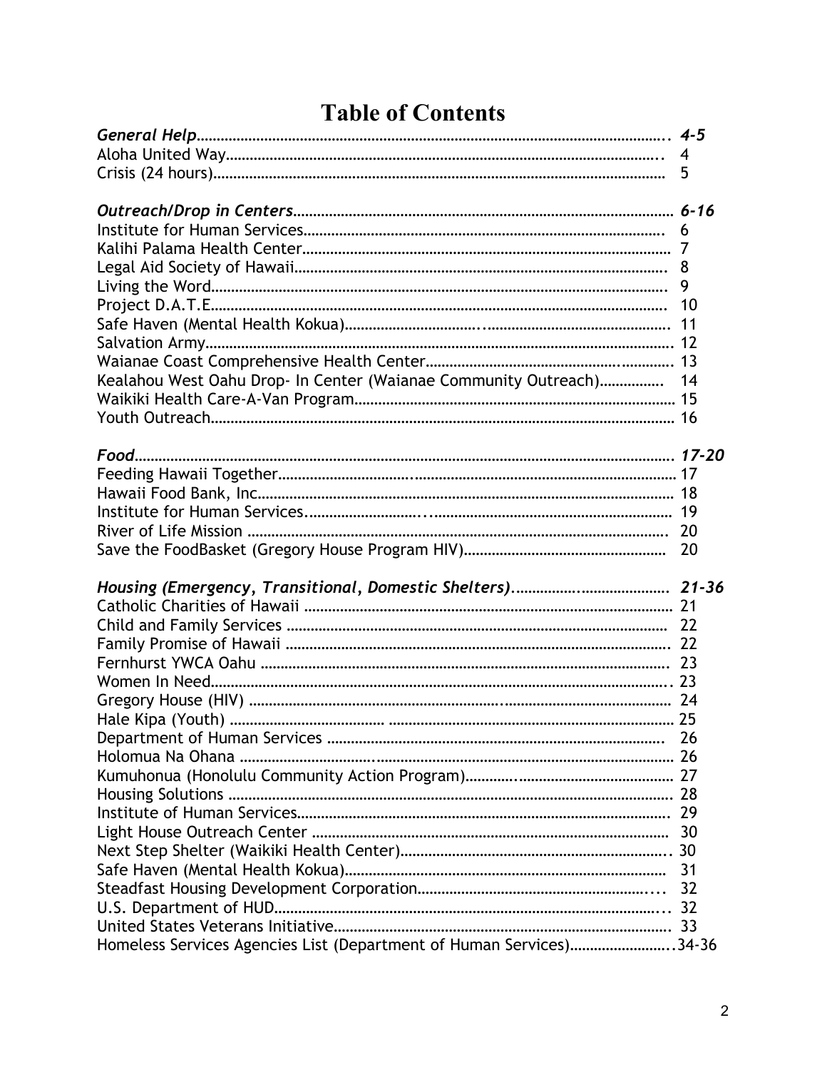# Table of Contents

| | |
|---|---|
| ***General Help*** | ***4-5*** |
| Aloha United Way | 4 |
| Crisis (24 hours) | 5 |
| | |
| ***Outreach/Drop in Centers*** | ***6-16*** |
| Institute for Human Services | 6 |
| Kalihi Palama Health Center | 7 |
| Legal Aid Society of Hawaii | 8 |
| Living the Word | 9 |
| Project D.A.T.E. | 10 |
| Safe Haven (Mental Health Kokua) | 11 |
| Salvation Army | 12 |
| Waianae Coast Comprehensive Health Center | 13 |
| Kealahou West Oahu Drop- In Center (Waianae Community Outreach) | 14 |
| Waikiki Health Care-A-Van Program | 15 |
| Youth Outreach | 16 |
| | |
| ***Food*** | ***17-20*** |
| Feeding Hawaii Together | 17 |
| Hawaii Food Bank, Inc | 18 |
| Institute for Human Services | 19 |
| River of Life Mission | 20 |
| Save the FoodBasket (Gregory House Program HIV) | 20 |
| | |
| ***Housing (Emergency, Transitional, Domestic Shelters)*** | ***21-36*** |
| Catholic Charities of Hawaii | 21 |
| Child and Family Services | 22 |
| Family Promise of Hawaii | 22 |
| Fernhurst YWCA Oahu | 23 |
| Women In Need | 23 |
| Gregory House (HIV) | 24 |
| Hale Kipa (Youth) | 25 |
| Department of Human Services | 26 |
| Holomua Na Ohana | 26 |
| Kumuhonua (Honolulu Community Action Program) | 27 |
| Housing Solutions | 28 |
| Institute of Human Services | 29 |
| Light House Outreach Center | 30 |
| Next Step Shelter (Waikiki Health Center) | 30 |
| Safe Haven (Mental Health Kokua) | 31 |
| Steadfast Housing Development Corporation | 32 |
| U.S. Department of HUD | 32 |
| United States Veterans Initiative | 33 |
| Homeless Services Agencies List (Department of Human Services) | 34-36 |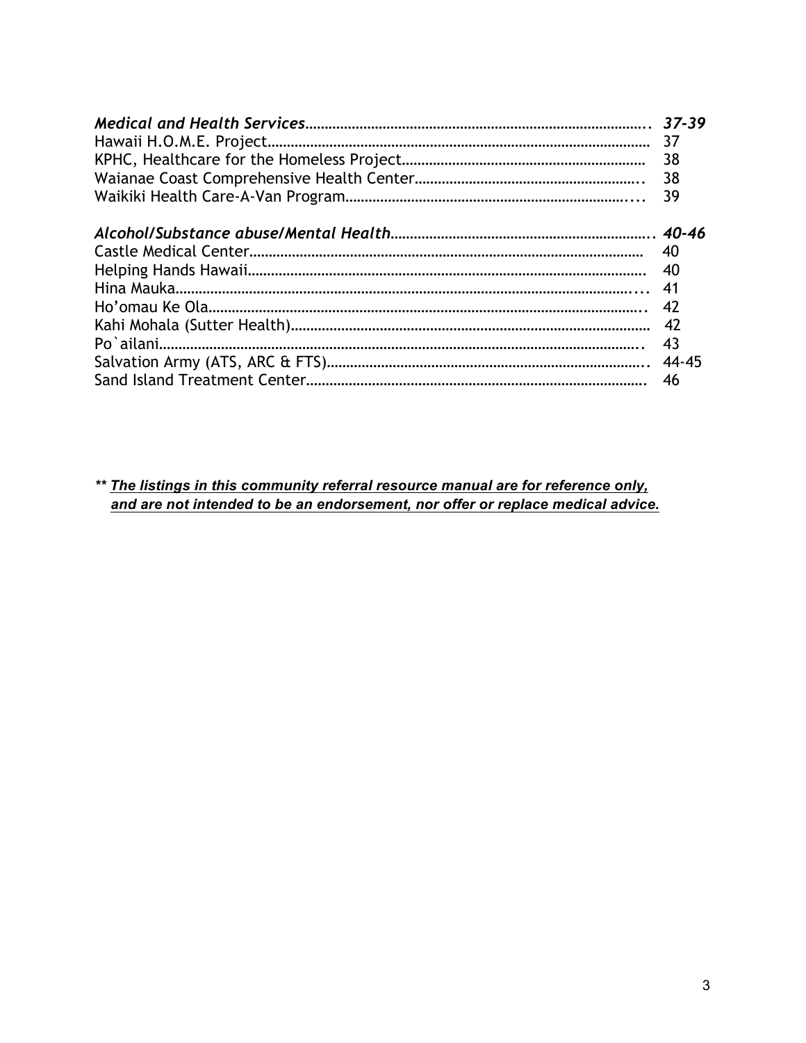| | |
|---|---|
| ***Medical and Health Services*** | ***37-39*** |
| Hawaii H.O.M.E. Project | 37 |
| KPHC, Healthcare for the Homeless Project | 38 |
| Waianae Coast Comprehensive Health Center | 38 |
| Waikiki Health Care-A-Van Program | 39 |
| | |
| ***Alcohol/Substance abuse/Mental Health*** | ***40-46*** |
| Castle Medical Center | 40 |
| Helping Hands Hawaii | 40 |
| Hina Mauka | 41 |
| Ho'omau Ke Ola | 42 |
| Kahi Mohala (Sutter Health) | 42 |
| Po`ailani | 43 |
| Salvation Army (ATS, ARC & FTS) | 44-45 |
| Sand Island Treatment Center | 46 |

** ***The listings in this community referral resource manual are for reference only, and are not intended to be an endorsement, nor offer or replace medical advice.***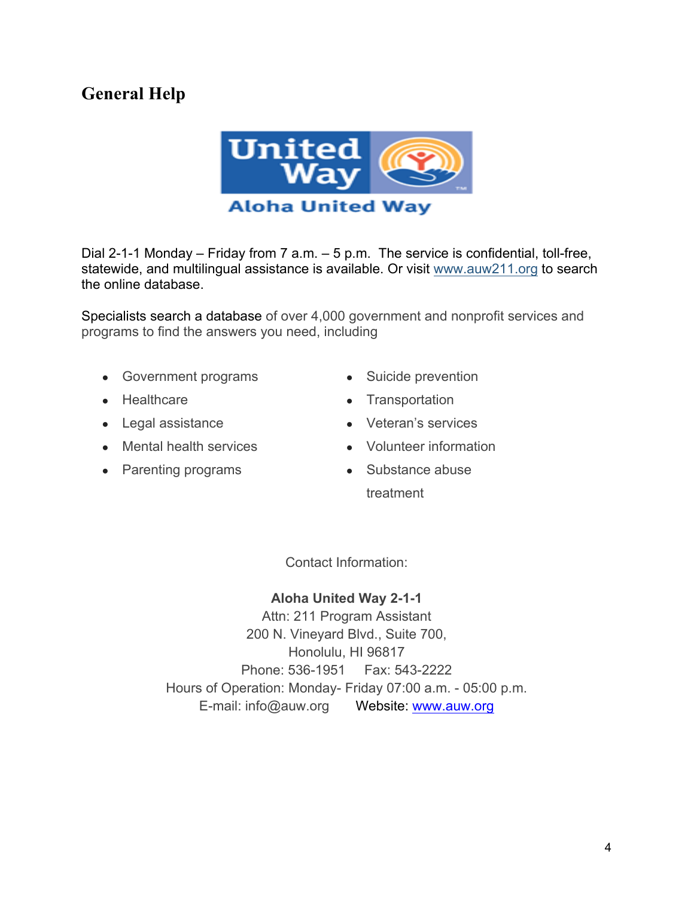## General Help

Dial 2-1-1 Monday – Friday from 7 a.m. – 5 p.m. The service is confidential, toll-free, statewide, and multilingual assistance is available. Or visit www.auw211.org to search the online database.

Specialists search a database of over 4,000 government and nonprofit services and programs to find the answers you need, including

- Government programs
- Healthcare
- Legal assistance
- Mental health services
- Parenting programs
- Suicide prevention
- Transportation
- Veteran's services
- Volunteer information
- Substance abuse treatment

Contact Information:

**Aloha United Way 2-1-1**
Attn: 211 Program Assistant
200 N. Vineyard Blvd., Suite 700,
Honolulu, HI 96817
Phone: 536-1951 Fax: 543-2222
Hours of Operation: Monday- Friday 07:00 a.m. - 05:00 p.m.
E-mail: info@auw.org Website: www.auw.org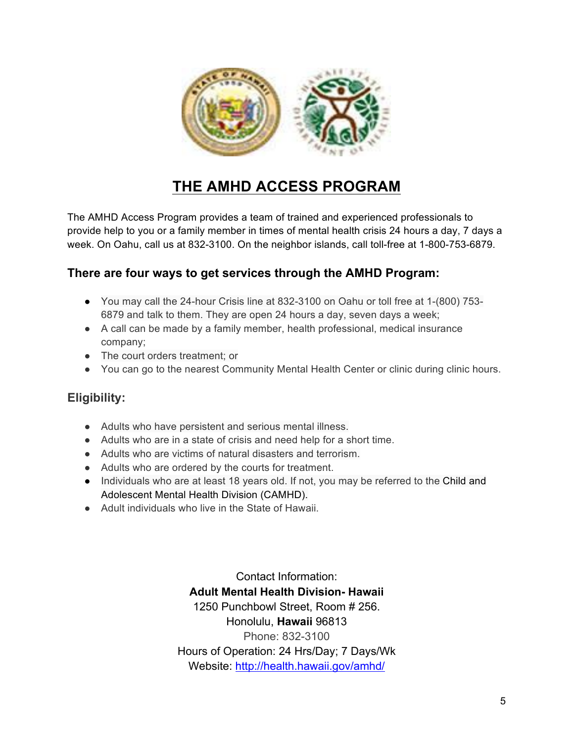# THE AMHD ACCESS PROGRAM

The AMHD Access Program provides a team of trained and experienced professionals to provide help to you or a family member in times of mental health crisis 24 hours a day, 7 days a week. On Oahu, call us at 832-3100. On the neighbor islands, call toll-free at 1-800-753-6879.

### There are four ways to get services through the AMHD Program:

- You may call the 24-hour Crisis line at 832-3100 on Oahu or toll free at 1-(800) 753-6879 and talk to them. They are open 24 hours a day, seven days a week;
- A call can be made by a family member, health professional, medical insurance company;
- The court orders treatment; or
- You can go to the nearest Community Mental Health Center or clinic during clinic hours.

### Eligibility:

- Adults who have persistent and serious mental illness.
- Adults who are in a state of crisis and need help for a short time.
- Adults who are victims of natural disasters and terrorism.
- Adults who are ordered by the courts for treatment.
- Individuals who are at least 18 years old. If not, you may be referred to the Child and Adolescent Mental Health Division (CAMHD).
- Adult individuals who live in the State of Hawaii.

Contact Information:
**Adult Mental Health Division- Hawaii**
1250 Punchbowl Street, Room # 256.
Honolulu, **Hawaii** 96813
Phone: 832-3100
Hours of Operation: 24 Hrs/Day; 7 Days/Wk
Website: [http://health.hawaii.gov/amhd/](http://health.hawaii.gov/amhd/)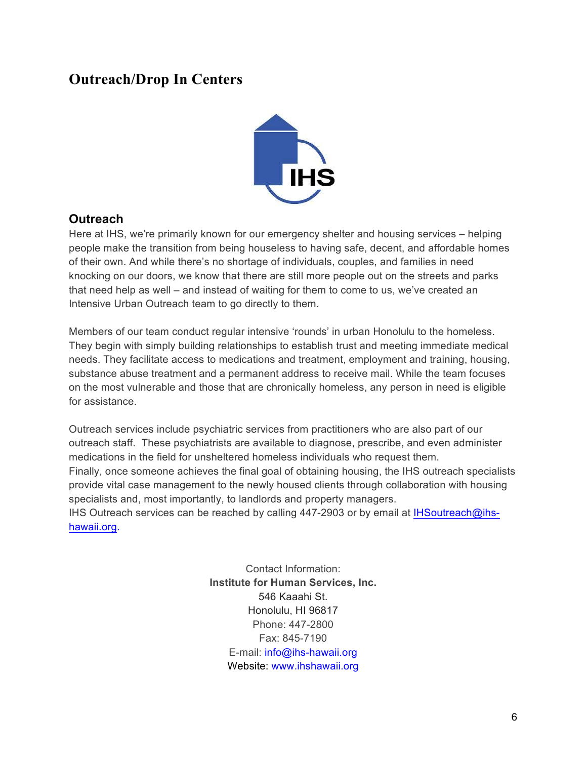# Outreach/Drop In Centers

## Outreach

Here at IHS, we're primarily known for our emergency shelter and housing services – helping people make the transition from being houseless to having safe, decent, and affordable homes of their own. And while there's no shortage of individuals, couples, and families in need knocking on our doors, we know that there are still more people out on the streets and parks that need help as well – and instead of waiting for them to come to us, we've created an Intensive Urban Outreach team to go directly to them.

Members of our team conduct regular intensive 'rounds' in urban Honolulu to the homeless. They begin with simply building relationships to establish trust and meeting immediate medical needs. They facilitate access to medications and treatment, employment and training, housing, substance abuse treatment and a permanent address to receive mail. While the team focuses on the most vulnerable and those that are chronically homeless, any person in need is eligible for assistance.

Outreach services include psychiatric services from practitioners who are also part of our outreach staff. These psychiatrists are available to diagnose, prescribe, and even administer medications in the field for unsheltered homeless individuals who request them.

Finally, once someone achieves the final goal of obtaining housing, the IHS outreach specialists provide vital case management to the newly housed clients through collaboration with housing specialists and, most importantly, to landlords and property managers.

IHS Outreach services can be reached by calling 447-2903 or by email at IHSoutreach@ihs-hawaii.org.

Contact Information:
**Institute for Human Services, Inc.**
546 Kaaahi St.
Honolulu, HI 96817
Phone: 447-2800
Fax: 845-7190
E-mail: info@ihs-hawaii.org
Website: www.ihshawaii.org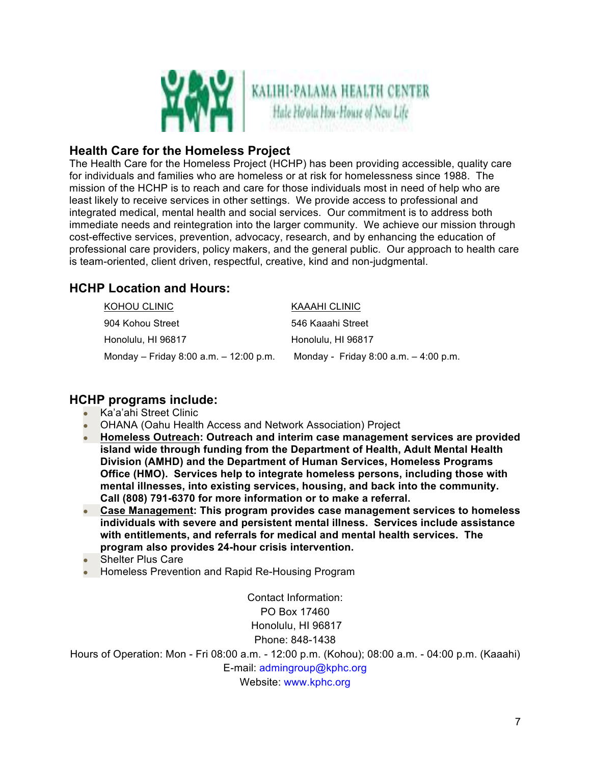KALIHI-PALAMA HEALTH CENTER

Hale Ho'ola Hou-House of New Life

## Health Care for the Homeless Project

The Health Care for the Homeless Project (HCHP) has been providing accessible, quality care for individuals and families who are homeless or at risk for homelessness since 1988. The mission of the HCHP is to reach and care for those individuals most in need of help who are least likely to receive services in other settings. We provide access to professional and integrated medical, mental health and social services. Our commitment is to address both immediate needs and reintegration into the larger community. We achieve our mission through cost-effective services, prevention, advocacy, research, and by enhancing the education of professional care providers, policy makers, and the general public. Our approach to health care is team-oriented, client driven, respectful, creative, kind and non-judgmental.

## HCHP Location and Hours:

| KOHOU CLINIC | KAAAHI CLINIC |
|---|---|
| 904 Kohou Street | 546 Kaaahi Street |
| Honolulu, HI 96817 | Honolulu, HI 96817 |
| Monday – Friday 8:00 a.m. – 12:00 p.m. | Monday - Friday 8:00 a.m. – 4:00 p.m. |

## HCHP programs include:

- Ka'a'ahi Street Clinic
- OHANA (Oahu Health Access and Network Association) Project
- **Homeless Outreach: Outreach and interim case management services are provided island wide through funding from the Department of Health, Adult Mental Health Division (AMHD) and the Department of Human Services, Homeless Programs Office (HMO). Services help to integrate homeless persons, including those with mental illnesses, into existing services, housing, and back into the community. Call (808) 791-6370 for more information or to make a referral.**
- **Case Management: This program provides case management services to homeless individuals with severe and persistent mental illness. Services include assistance with entitlements, and referrals for medical and mental health services. The program also provides 24-hour crisis intervention.**
- Shelter Plus Care
- Homeless Prevention and Rapid Re-Housing Program

Contact Information:
PO Box 17460
Honolulu, HI 96817
Phone: 848-1438
Hours of Operation: Mon - Fri 08:00 a.m. - 12:00 p.m. (Kohou); 08:00 a.m. - 04:00 p.m. (Kaaahi)
E-mail: admingroup@kphc.org
Website: www.kphc.org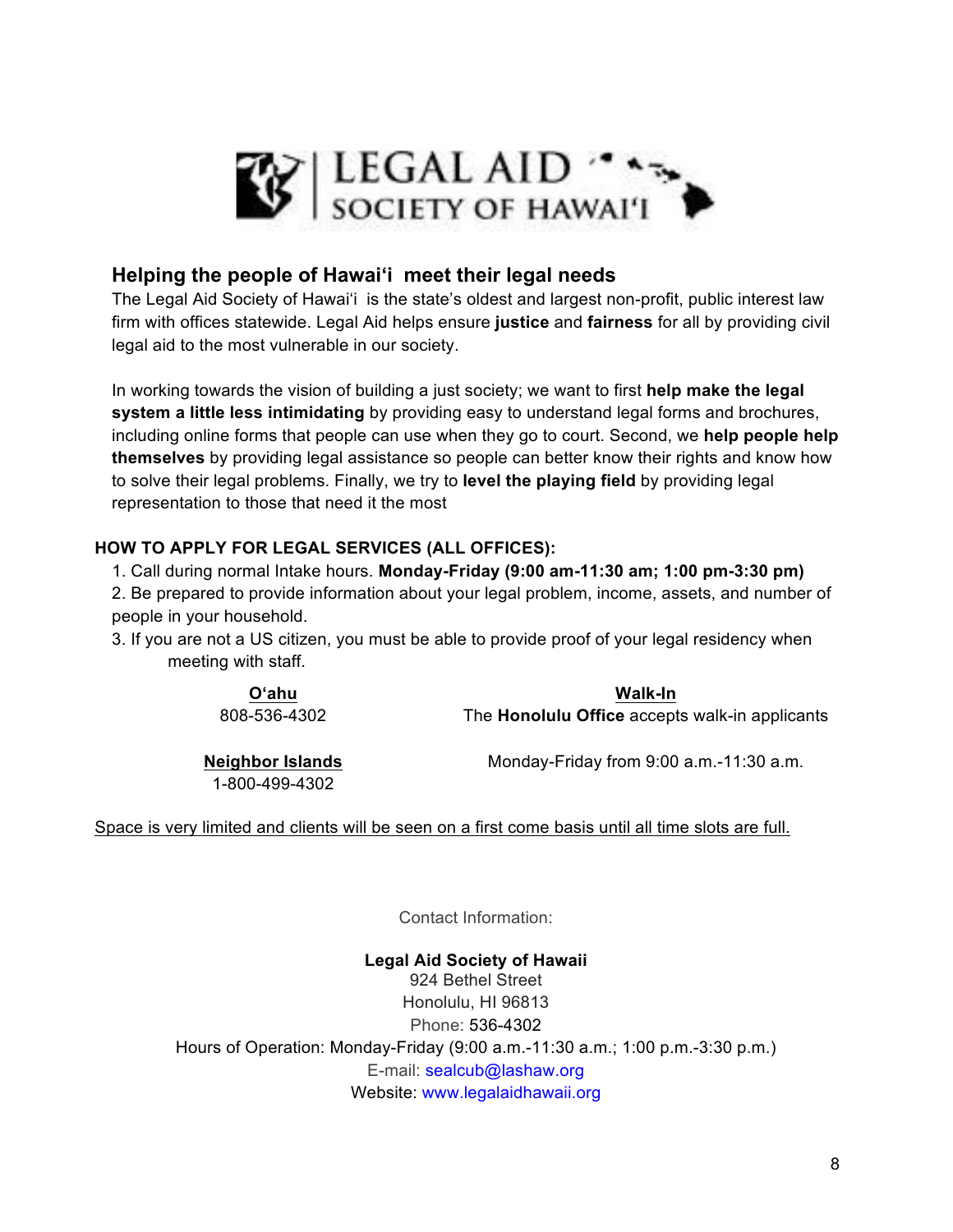LEGAL AID SOCIETY OF HAWAI'I

## Helping the people of Hawaiʻi meet their legal needs

The Legal Aid Society of Hawaiʻi is the state's oldest and largest non-profit, public interest law firm with offices statewide. Legal Aid helps ensure **justice** and **fairness** for all by providing civil legal aid to the most vulnerable in our society.

In working towards the vision of building a just society; we want to first **help make the legal system a little less intimidating** by providing easy to understand legal forms and brochures, including online forms that people can use when they go to court. Second, we **help people help themselves** by providing legal assistance so people can better know their rights and know how to solve their legal problems. Finally, we try to **level the playing field** by providing legal representation to those that need it the most

**HOW TO APPLY FOR LEGAL SERVICES (ALL OFFICES):**

1. Call during normal Intake hours. **Monday-Friday (9:00 am-11:30 am; 1:00 pm-3:30 pm)**
2. Be prepared to provide information about your legal problem, income, assets, and number of people in your household.
3. If you are not a US citizen, you must be able to provide proof of your legal residency when meeting with staff.

**O'ahu**
808-536-4302

**Neighbor Islands**
1-800-499-4302

**Walk-In**
The **Honolulu Office** accepts walk-in applicants

Monday-Friday from 9:00 a.m.-11:30 a.m.

Space is very limited and clients will be seen on a first come basis until all time slots are full.

Contact Information:

**Legal Aid Society of Hawaii**
924 Bethel Street
Honolulu, HI 96813
Phone: 536-4302
Hours of Operation: Monday-Friday (9:00 a.m.-11:30 a.m.; 1:00 p.m.-3:30 p.m.)
E-mail: sealcub@lashaw.org
Website: www.legalaidhawaii.org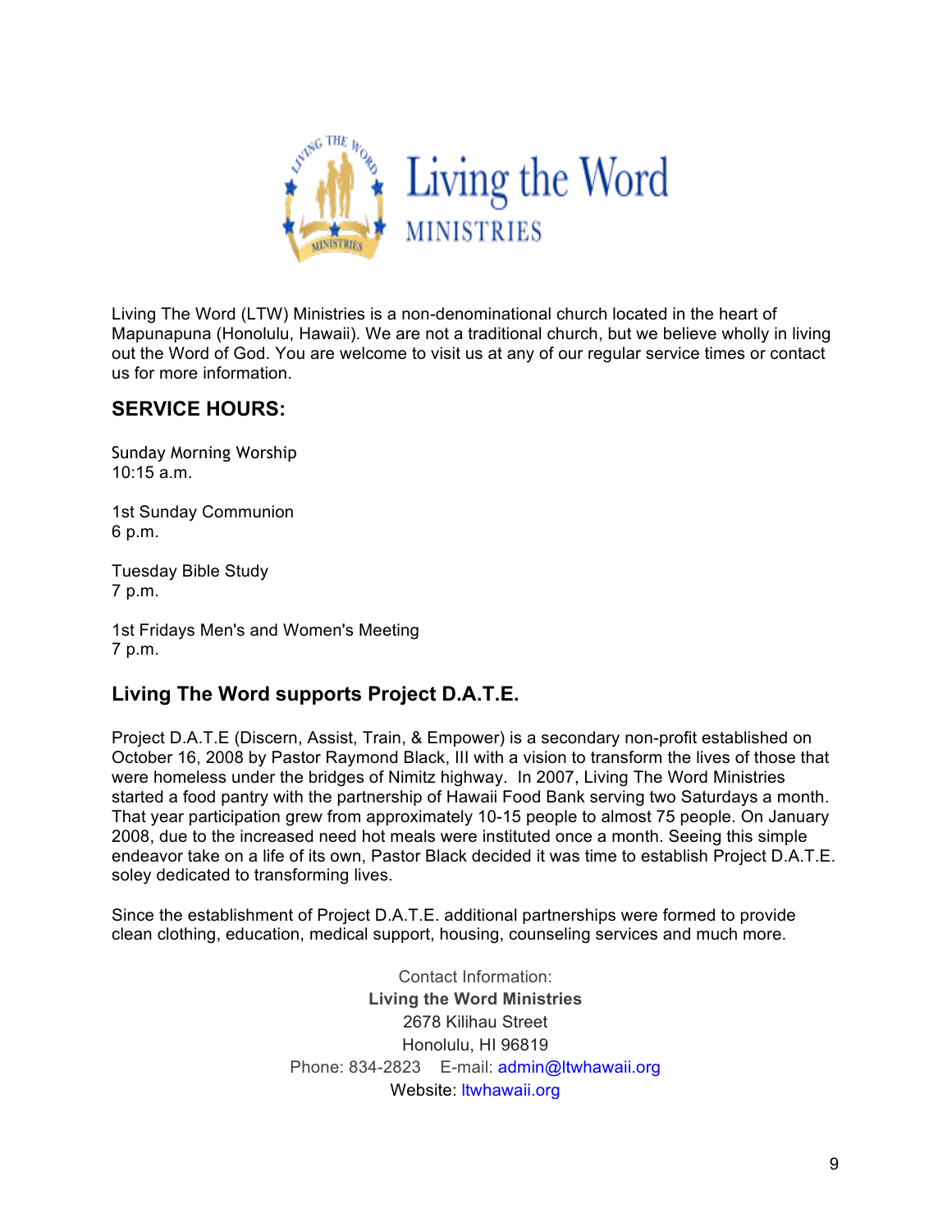# Living the Word

MINISTRIES

Living The Word (LTW) Ministries is a non-denominational church located in the heart of Mapunapuna (Honolulu, Hawaii). We are not a traditional church, but we believe wholly in living out the Word of God. You are welcome to visit us at any of our regular service times or contact us for more information.

## SERVICE HOURS:

Sunday Morning Worship
10:15 a.m.

1st Sunday Communion
6 p.m.

Tuesday Bible Study
7 p.m.

1st Fridays Men's and Women's Meeting
7 p.m.

## Living The Word supports Project D.A.T.E.

Project D.A.T.E (Discern, Assist, Train, & Empower) is a secondary non-profit established on October 16, 2008 by Pastor Raymond Black, III with a vision to transform the lives of those that were homeless under the bridges of Nimitz highway. In 2007, Living The Word Ministries started a food pantry with the partnership of Hawaii Food Bank serving two Saturdays a month. That year participation grew from approximately 10-15 people to almost 75 people. On January 2008, due to the increased need hot meals were instituted once a month. Seeing this simple endeavor take on a life of its own, Pastor Black decided it was time to establish Project D.A.T.E. soley dedicated to transforming lives.

Since the establishment of Project D.A.T.E. additional partnerships were formed to provide clean clothing, education, medical support, housing, counseling services and much more.

Contact Information:
**Living the Word Ministries**
2678 Kilihau Street
Honolulu, HI 96819
Phone: 834-2823 E-mail: admin@ltwhawaii.org
Website: ltwhawaii.org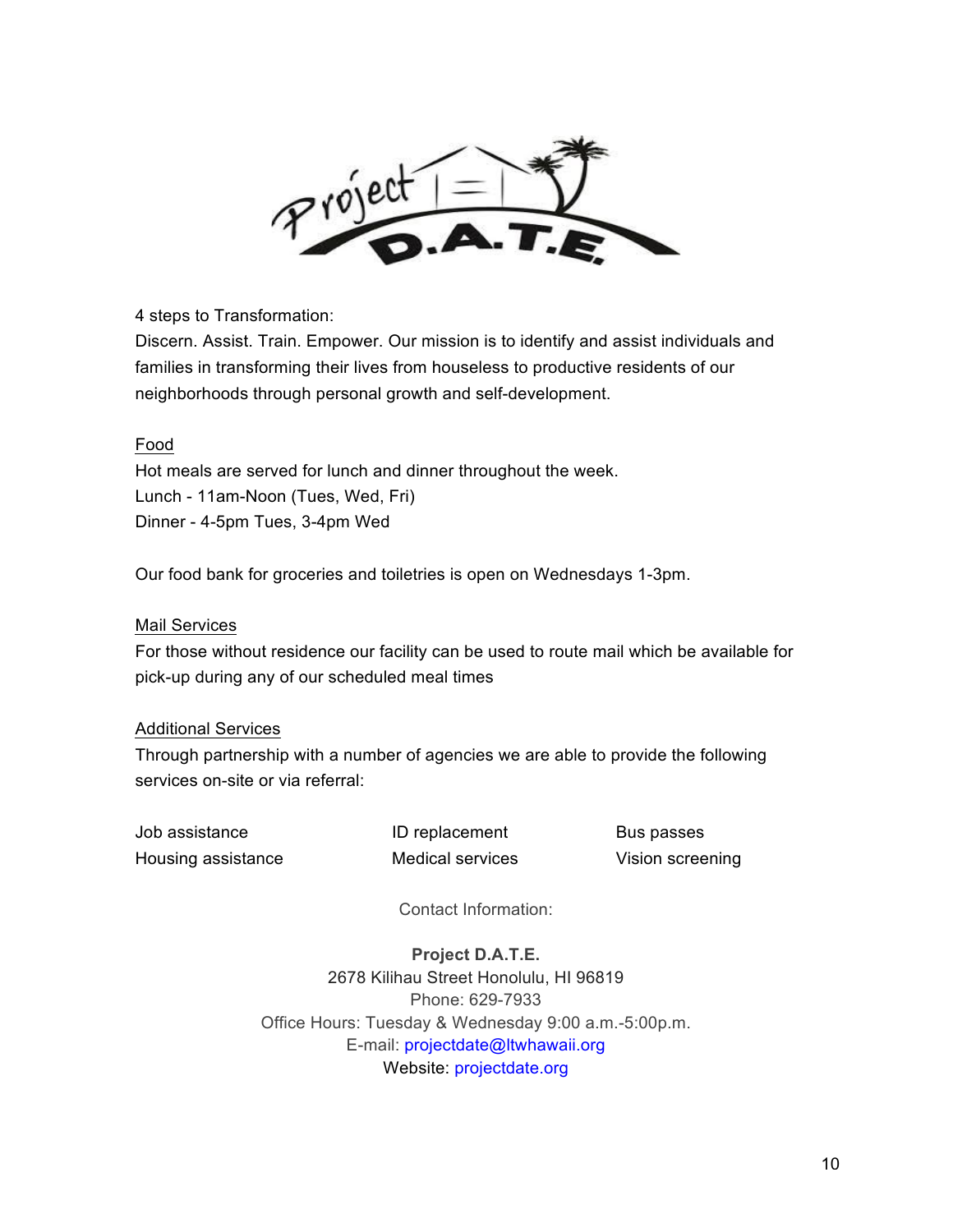4 steps to Transformation:
Discern. Assist. Train. Empower. Our mission is to identify and assist individuals and families in transforming their lives from houseless to productive residents of our neighborhoods through personal growth and self-development.

## Food

Hot meals are served for lunch and dinner throughout the week.
Lunch - 11am-Noon (Tues, Wed, Fri)
Dinner - 4-5pm Tues, 3-4pm Wed

Our food bank for groceries and toiletries is open on Wednesdays 1-3pm.

## Mail Services

For those without residence our facility can be used to route mail which be available for pick-up during any of our scheduled meal times

## Additional Services

Through partnership with a number of agencies we are able to provide the following services on-site or via referral:

- Job assistance
- Housing assistance
- ID replacement
- Medical services
- Bus passes
- Vision screening

Contact Information:

**Project D.A.T.E.**
2678 Kilihau Street Honolulu, HI 96819
Phone: 629-7933
Office Hours: Tuesday & Wednesday 9:00 a.m.-5:00p.m.
E-mail: projectdate@ltwhawaii.org
Website: projectdate.org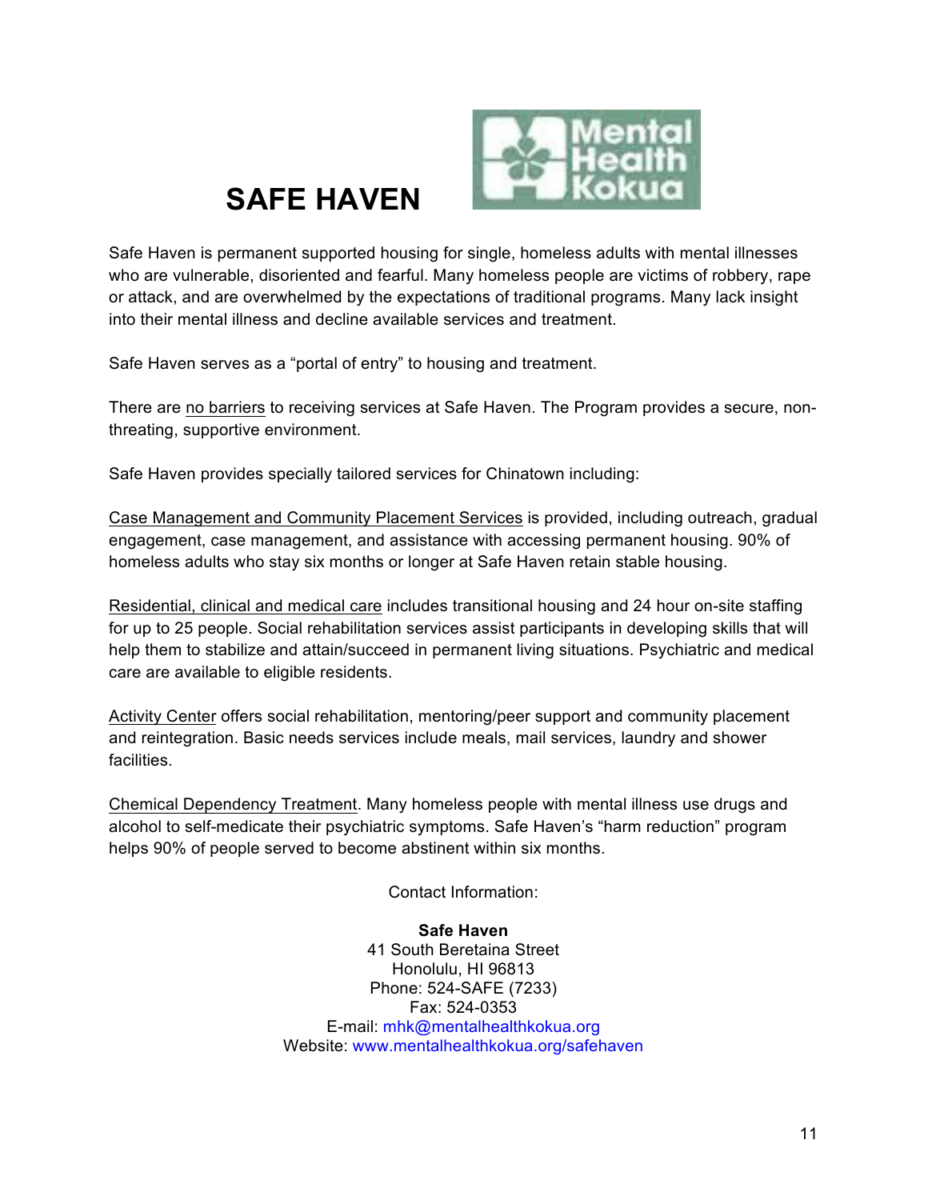# SAFE HAVEN

Safe Haven is permanent supported housing for single, homeless adults with mental illnesses who are vulnerable, disoriented and fearful. Many homeless people are victims of robbery, rape or attack, and are overwhelmed by the expectations of traditional programs. Many lack insight into their mental illness and decline available services and treatment.

Safe Haven serves as a "portal of entry" to housing and treatment.

There are no barriers to receiving services at Safe Haven. The Program provides a secure, non-threating, supportive environment.

Safe Haven provides specially tailored services for Chinatown including:

Case Management and Community Placement Services is provided, including outreach, gradual engagement, case management, and assistance with accessing permanent housing. 90% of homeless adults who stay six months or longer at Safe Haven retain stable housing.

Residential, clinical and medical care includes transitional housing and 24 hour on-site staffing for up to 25 people. Social rehabilitation services assist participants in developing skills that will help them to stabilize and attain/succeed in permanent living situations. Psychiatric and medical care are available to eligible residents.

Activity Center offers social rehabilitation, mentoring/peer support and community placement and reintegration. Basic needs services include meals, mail services, laundry and shower facilities.

Chemical Dependency Treatment. Many homeless people with mental illness use drugs and alcohol to self-medicate their psychiatric symptoms. Safe Haven's "harm reduction" program helps 90% of people served to become abstinent within six months.

Contact Information:

**Safe Haven**
41 South Beretaina Street
Honolulu, HI 96813
Phone: 524-SAFE (7233)
Fax: 524-0353
E-mail: mhk@mentalhealthkokua.org
Website: www.mentalhealthkokua.org/safehaven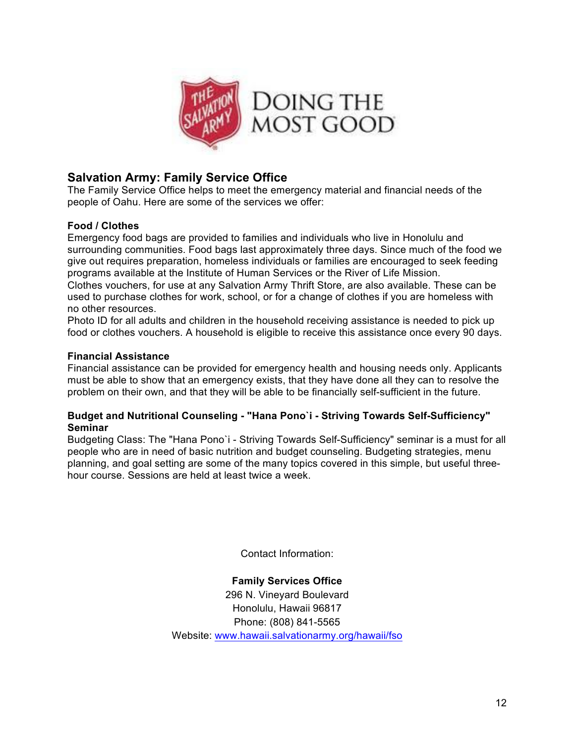## Salvation Army: Family Service Office

The Family Service Office helps to meet the emergency material and financial needs of the people of Oahu. Here are some of the services we offer:

### Food / Clothes

Emergency food bags are provided to families and individuals who live in Honolulu and surrounding communities. Food bags last approximately three days. Since much of the food we give out requires preparation, homeless individuals or families are encouraged to seek feeding programs available at the Institute of Human Services or the River of Life Mission.

Clothes vouchers, for use at any Salvation Army Thrift Store, are also available. These can be used to purchase clothes for work, school, or for a change of clothes if you are homeless with no other resources.

Photo ID for all adults and children in the household receiving assistance is needed to pick up food or clothes vouchers. A household is eligible to receive this assistance once every 90 days.

### Financial Assistance

Financial assistance can be provided for emergency health and housing needs only. Applicants must be able to show that an emergency exists, that they have done all they can to resolve the problem on their own, and that they will be able to be financially self-sufficient in the future.

### Budget and Nutritional Counseling - "Hana Pono`i - Striving Towards Self-Sufficiency" Seminar

Budgeting Class: The "Hana Pono`i - Striving Towards Self-Sufficiency" seminar is a must for all people who are in need of basic nutrition and budget counseling. Budgeting strategies, menu planning, and goal setting are some of the many topics covered in this simple, but useful three-hour course. Sessions are held at least twice a week.

Contact Information:

**Family Services Office**
296 N. Vineyard Boulevard
Honolulu, Hawaii 96817
Phone: (808) 841-5565
Website: [www.hawaii.salvationarmy.org/hawaii/fso](www.hawaii.salvationarmy.org/hawaii/fso)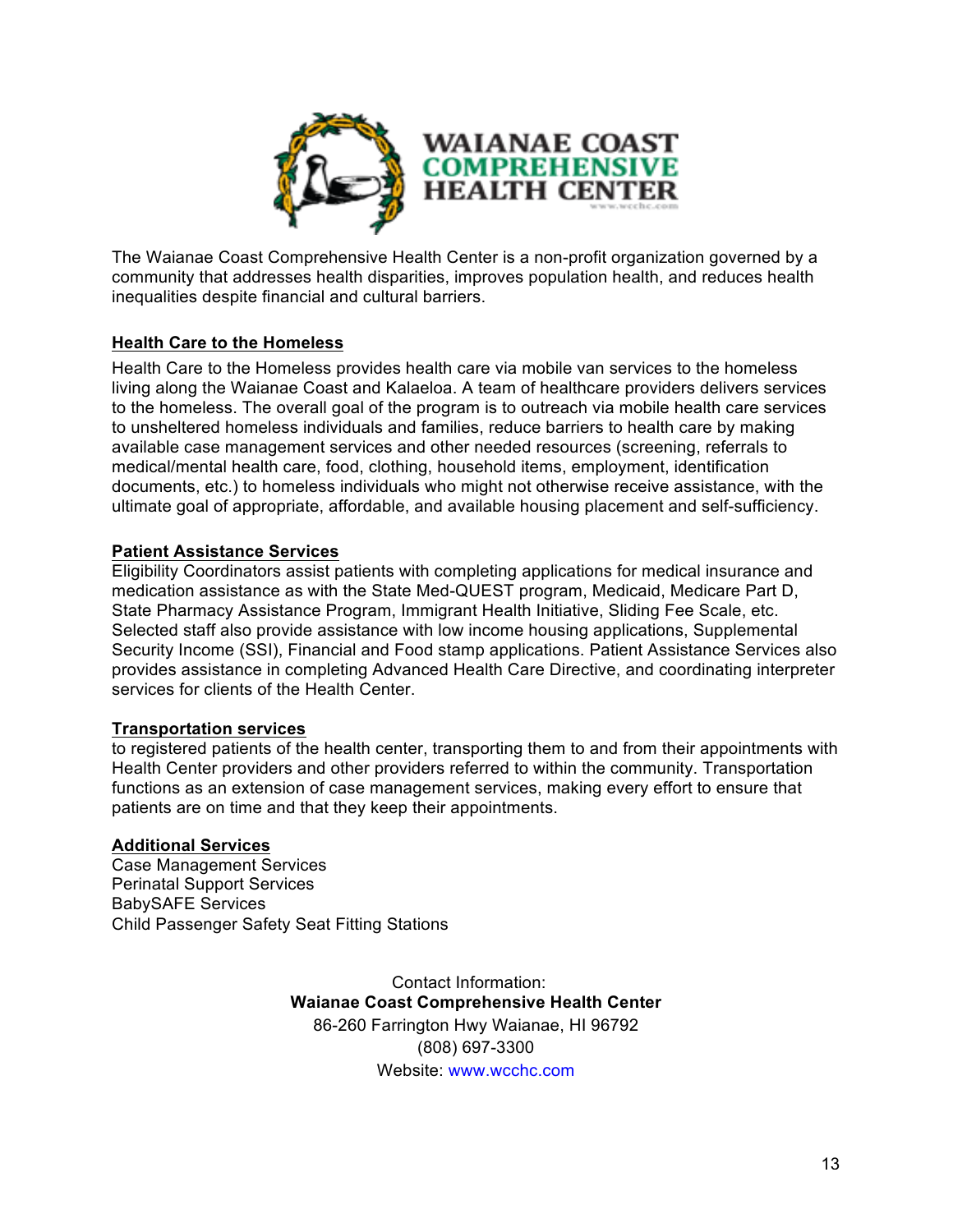# WAIANAE COAST COMPREHENSIVE HEALTH CENTER

The Waianae Coast Comprehensive Health Center is a non-profit organization governed by a community that addresses health disparities, improves population health, and reduces health inequalities despite financial and cultural barriers.

## Health Care to the Homeless

Health Care to the Homeless provides health care via mobile van services to the homeless living along the Waianae Coast and Kalaeloa. A team of healthcare providers delivers services to the homeless. The overall goal of the program is to outreach via mobile health care services to unsheltered homeless individuals and families, reduce barriers to health care by making available case management services and other needed resources (screening, referrals to medical/mental health care, food, clothing, household items, employment, identification documents, etc.) to homeless individuals who might not otherwise receive assistance, with the ultimate goal of appropriate, affordable, and available housing placement and self-sufficiency.

## Patient Assistance Services

Eligibility Coordinators assist patients with completing applications for medical insurance and medication assistance as with the State Med-QUEST program, Medicaid, Medicare Part D, State Pharmacy Assistance Program, Immigrant Health Initiative, Sliding Fee Scale, etc. Selected staff also provide assistance with low income housing applications, Supplemental Security Income (SSI), Financial and Food stamp applications. Patient Assistance Services also provides assistance in completing Advanced Health Care Directive, and coordinating interpreter services for clients of the Health Center.

## Transportation services

to registered patients of the health center, transporting them to and from their appointments with Health Center providers and other providers referred to within the community. Transportation functions as an extension of case management services, making every effort to ensure that patients are on time and that they keep their appointments.

## Additional Services

Case Management Services
Perinatal Support Services
BabySAFE Services
Child Passenger Safety Seat Fitting Stations

Contact Information:
**Waianae Coast Comprehensive Health Center**
86-260 Farrington Hwy Waianae, HI 96792
(808) 697-3300
Website: www.wcchc.com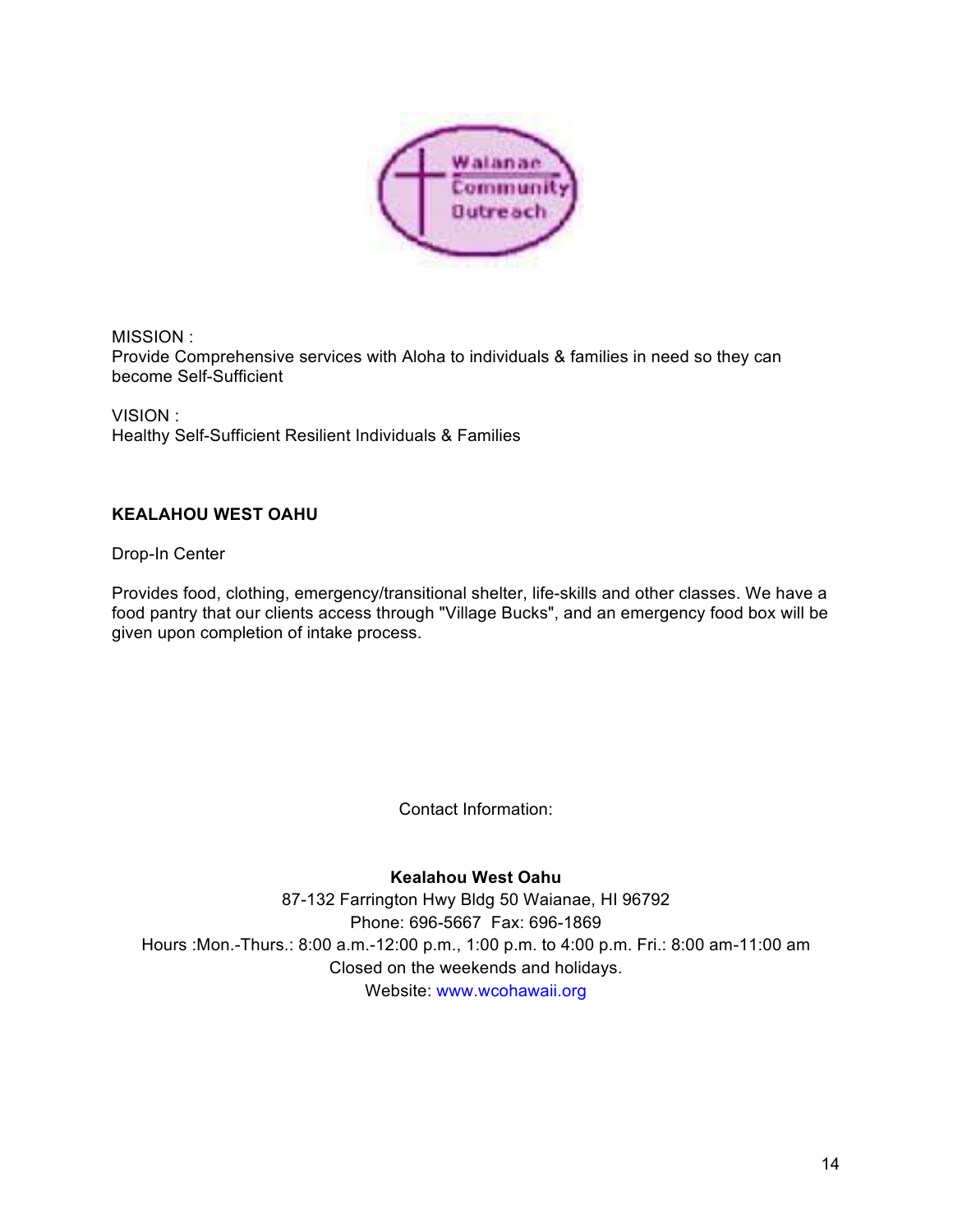MISSION :
Provide Comprehensive services with Aloha to individuals & families in need so they can become Self-Sufficient

VISION :
Healthy Self-Sufficient Resilient Individuals & Families

**KEALAHOU WEST OAHU**

Drop-In Center

Provides food, clothing, emergency/transitional shelter, life-skills and other classes. We have a food pantry that our clients access through "Village Bucks", and an emergency food box will be given upon completion of intake process.

Contact Information:

**Kealahou West Oahu**
87-132 Farrington Hwy Bldg 50 Waianae, HI 96792
Phone: 696-5667 Fax: 696-1869
Hours :Mon.-Thurs.: 8:00 a.m.-12:00 p.m., 1:00 p.m. to 4:00 p.m. Fri.: 8:00 am-11:00 am
Closed on the weekends and holidays.
Website: www.wcohawaii.org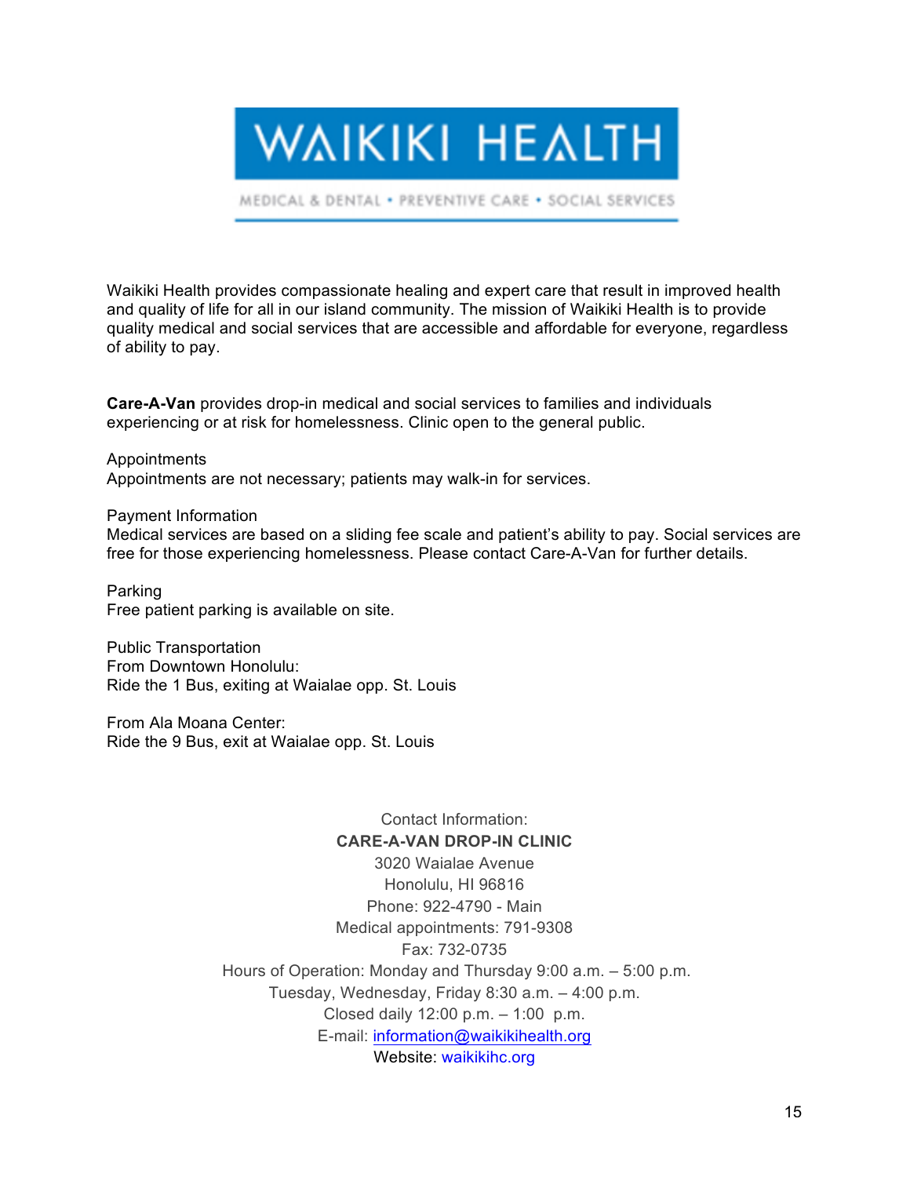# WAIKIKI HEALTH

MEDICAL & DENTAL • PREVENTIVE CARE • SOCIAL SERVICES

Waikiki Health provides compassionate healing and expert care that result in improved health and quality of life for all in our island community. The mission of Waikiki Health is to provide quality medical and social services that are accessible and affordable for everyone, regardless of ability to pay.

**Care-A-Van** provides drop-in medical and social services to families and individuals experiencing or at risk for homelessness. Clinic open to the general public.

Appointments
Appointments are not necessary; patients may walk-in for services.

Payment Information
Medical services are based on a sliding fee scale and patient's ability to pay. Social services are free for those experiencing homelessness. Please contact Care-A-Van for further details.

Parking
Free patient parking is available on site.

Public Transportation
From Downtown Honolulu:
Ride the 1 Bus, exiting at Waialae opp. St. Louis

From Ala Moana Center:
Ride the 9 Bus, exit at Waialae opp. St. Louis

Contact Information:
**CARE-A-VAN DROP-IN CLINIC**
3020 Waialae Avenue
Honolulu, HI 96816
Phone: 922-4790 - Main
Medical appointments: 791-9308
Fax: 732-0735
Hours of Operation: Monday and Thursday 9:00 a.m. – 5:00 p.m.
Tuesday, Wednesday, Friday 8:30 a.m. – 4:00 p.m.
Closed daily 12:00 p.m. – 1:00 p.m.
E-mail: information@waikikihealth.org
Website: waikikihc.org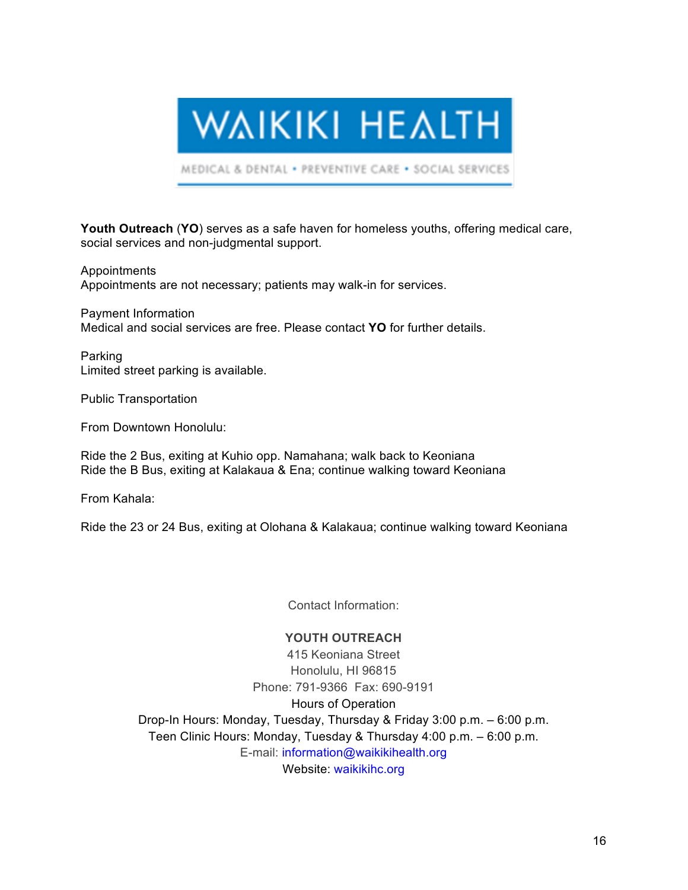# WAIKIKI HEALTH

MEDICAL & DENTAL • PREVENTIVE CARE • SOCIAL SERVICES

**Youth Outreach** (**YO**) serves as a safe haven for homeless youths, offering medical care, social services and non-judgmental support.

Appointments
Appointments are not necessary; patients may walk-in for services.

Payment Information
Medical and social services are free. Please contact **YO** for further details.

Parking
Limited street parking is available.

Public Transportation

From Downtown Honolulu:

Ride the 2 Bus, exiting at Kuhio opp. Namahana; walk back to Keoniana
Ride the B Bus, exiting at Kalakaua & Ena; continue walking toward Keoniana

From Kahala:

Ride the 23 or 24 Bus, exiting at Olohana & Kalakaua; continue walking toward Keoniana

Contact Information:

**YOUTH OUTREACH**
415 Keoniana Street
Honolulu, HI 96815
Phone: 791-9366 Fax: 690-9191
Hours of Operation
Drop-In Hours: Monday, Tuesday, Thursday & Friday 3:00 p.m. – 6:00 p.m.
Teen Clinic Hours: Monday, Tuesday & Thursday 4:00 p.m. – 6:00 p.m.
E-mail: information@waikikihealth.org
Website: waikikihc.org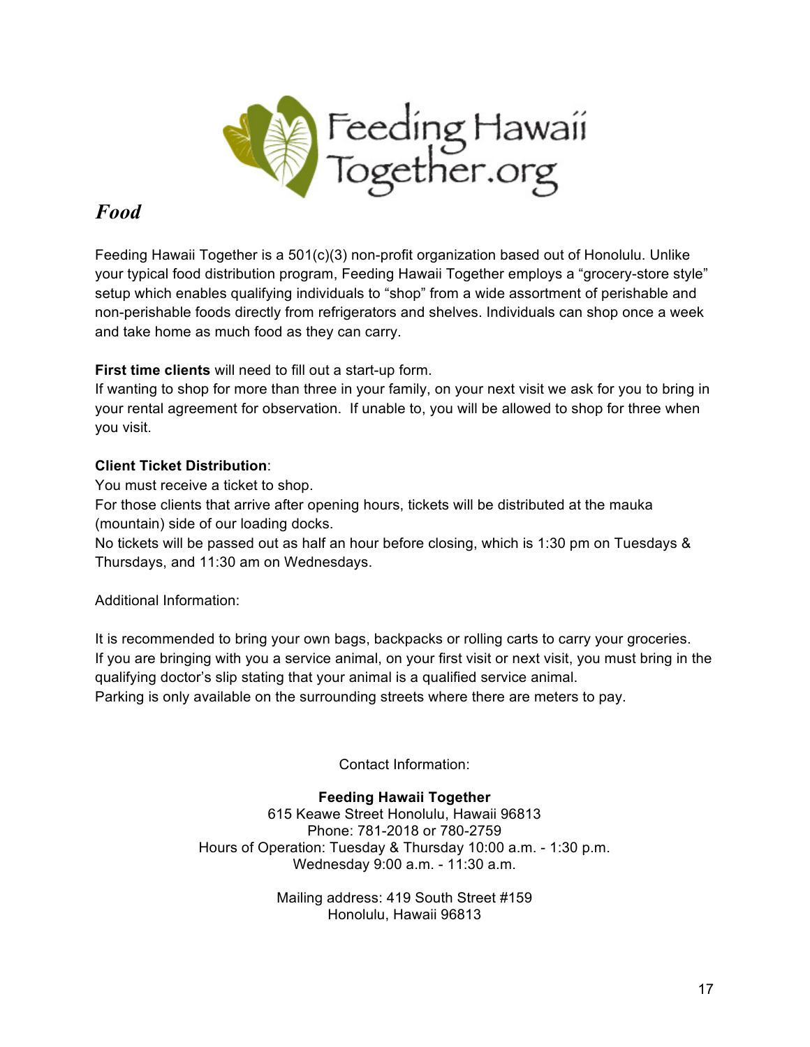## *Food*

Feeding Hawaii Together is a 501(c)(3) non-profit organization based out of Honolulu. Unlike your typical food distribution program, Feeding Hawaii Together employs a “grocery-store style” setup which enables qualifying individuals to “shop” from a wide assortment of perishable and non-perishable foods directly from refrigerators and shelves. Individuals can shop once a week and take home as much food as they can carry.

**First time clients** will need to fill out a start-up form.
If wanting to shop for more than three in your family, on your next visit we ask for you to bring in your rental agreement for observation. If unable to, you will be allowed to shop for three when you visit.

**Client Ticket Distribution**:
You must receive a ticket to shop.
For those clients that arrive after opening hours, tickets will be distributed at the mauka (mountain) side of our loading docks.
No tickets will be passed out as half an hour before closing, which is 1:30 pm on Tuesdays & Thursdays, and 11:30 am on Wednesdays.

Additional Information:

It is recommended to bring your own bags, backpacks or rolling carts to carry your groceries.
If you are bringing with you a service animal, on your first visit or next visit, you must bring in the qualifying doctor’s slip stating that your animal is a qualified service animal.
Parking is only available on the surrounding streets where there are meters to pay.

Contact Information:

**Feeding Hawaii Together**
615 Keawe Street Honolulu, Hawaii 96813
Phone: 781-2018 or 780-2759
Hours of Operation: Tuesday & Thursday 10:00 a.m. - 1:30 p.m.
Wednesday 9:00 a.m. - 11:30 a.m.

Mailing address: 419 South Street #159
Honolulu, Hawaii 96813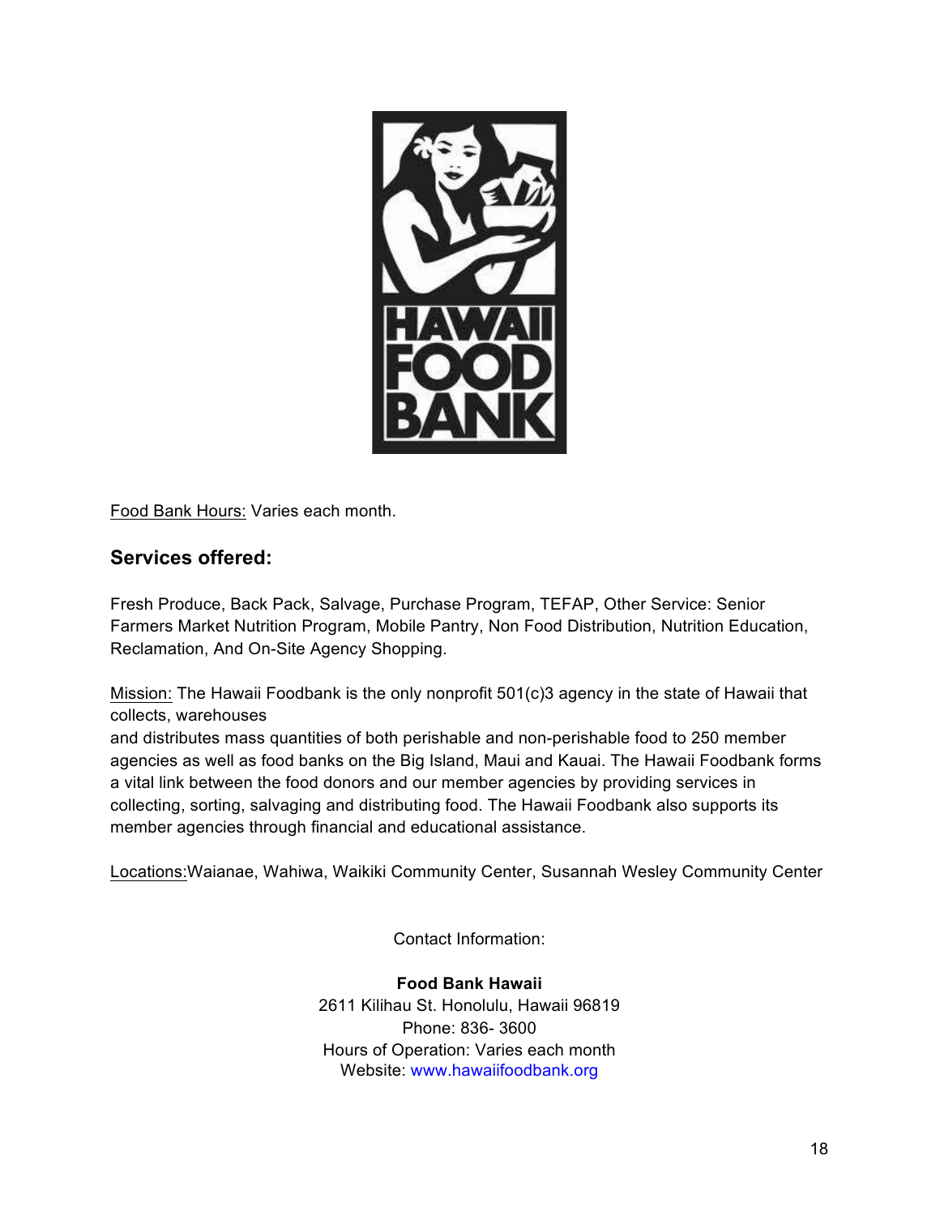Food Bank Hours: Varies each month.

## Services offered:

Fresh Produce, Back Pack, Salvage, Purchase Program, TEFAP, Other Service: Senior Farmers Market Nutrition Program, Mobile Pantry, Non Food Distribution, Nutrition Education, Reclamation, And On-Site Agency Shopping.

Mission: The Hawaii Foodbank is the only nonprofit 501(c)3 agency in the state of Hawaii that collects, warehouses
and distributes mass quantities of both perishable and non-perishable food to 250 member agencies as well as food banks on the Big Island, Maui and Kauai. The Hawaii Foodbank forms a vital link between the food donors and our member agencies by providing services in collecting, sorting, salvaging and distributing food. The Hawaii Foodbank also supports its member agencies through financial and educational assistance.

Locations:Waianae, Wahiwa, Waikiki Community Center, Susannah Wesley Community Center

Contact Information:

**Food Bank Hawaii**
2611 Kilihau St. Honolulu, Hawaii 96819
Phone: 836- 3600
Hours of Operation: Varies each month
Website: www.hawaiifoodbank.org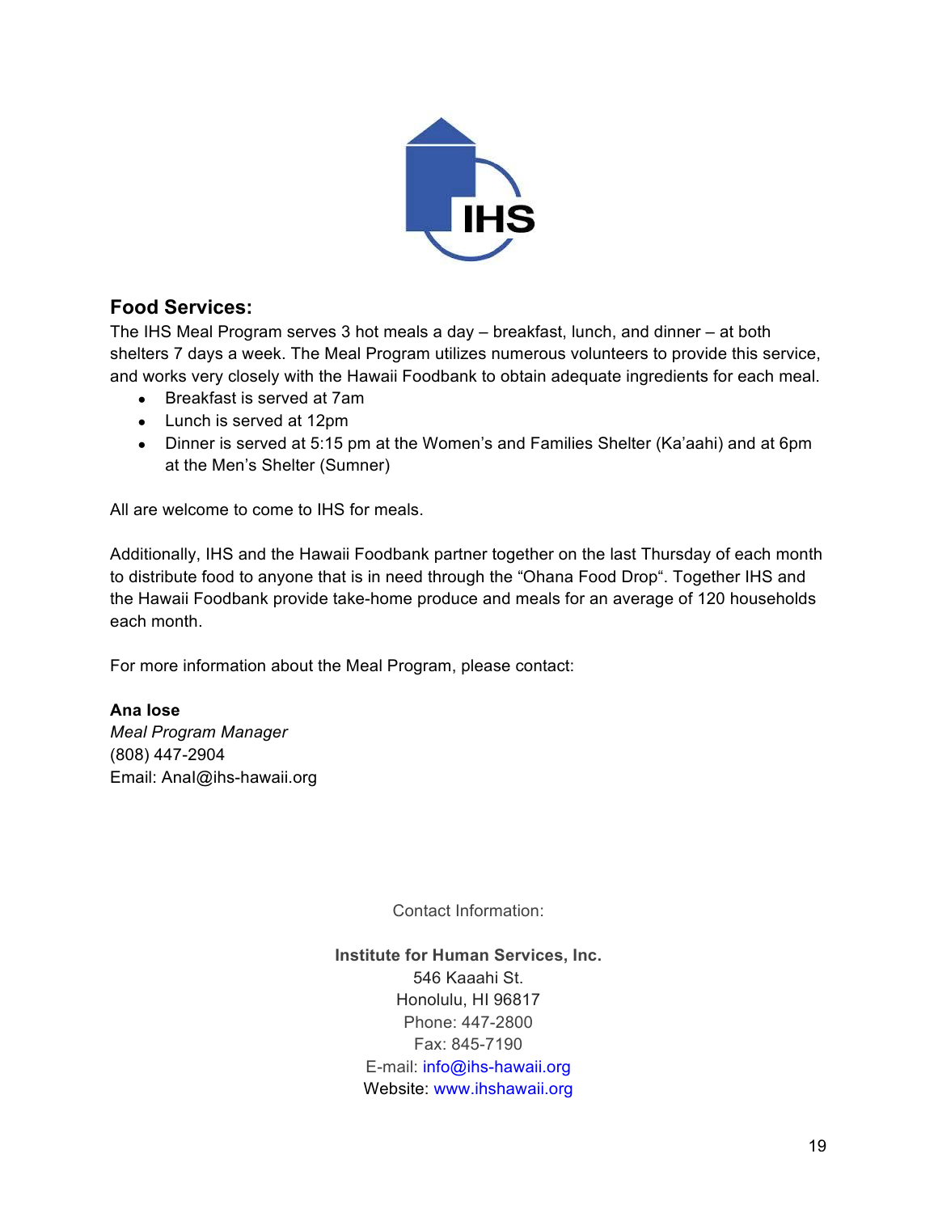## Food Services:

The IHS Meal Program serves 3 hot meals a day – breakfast, lunch, and dinner – at both shelters 7 days a week. The Meal Program utilizes numerous volunteers to provide this service, and works very closely with the Hawaii Foodbank to obtain adequate ingredients for each meal.

- Breakfast is served at 7am
- Lunch is served at 12pm
- Dinner is served at 5:15 pm at the Women's and Families Shelter (Ka'aahi) and at 6pm at the Men's Shelter (Sumner)

All are welcome to come to IHS for meals.

Additionally, IHS and the Hawaii Foodbank partner together on the last Thursday of each month to distribute food to anyone that is in need through the "Ohana Food Drop". Together IHS and the Hawaii Foodbank provide take-home produce and meals for an average of 120 households each month.

For more information about the Meal Program, please contact:

**Ana Iose**
*Meal Program Manager*
(808) 447-2904
Email: AnaI@ihs-hawaii.org

Contact Information:

**Institute for Human Services, Inc.**
546 Kaaahi St.
Honolulu, HI 96817
Phone: 447-2800
Fax: 845-7190
E-mail: info@ihs-hawaii.org
Website: www.ihshawaii.org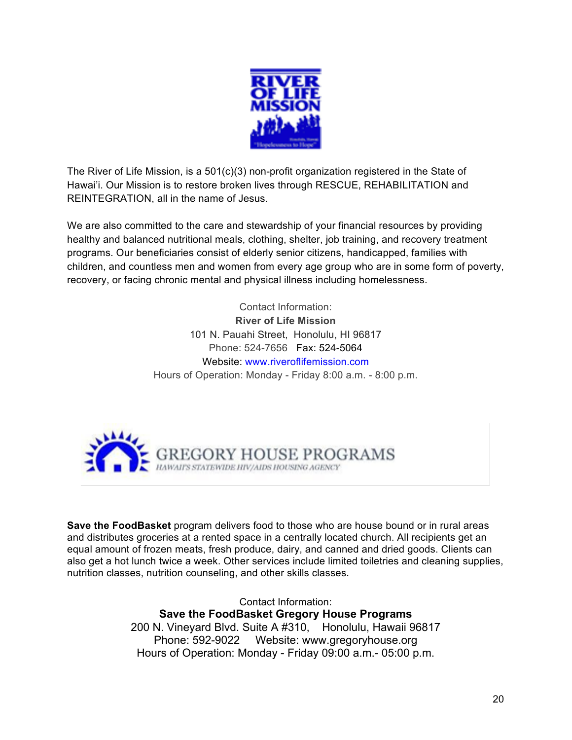The River of Life Mission, is a 501(c)(3) non-profit organization registered in the State of Hawai'i. Our Mission is to restore broken lives through RESCUE, REHABILITATION and REINTEGRATION, all in the name of Jesus.

We are also committed to the care and stewardship of your financial resources by providing healthy and balanced nutritional meals, clothing, shelter, job training, and recovery treatment programs. Our beneficiaries consist of elderly senior citizens, handicapped, families with children, and countless men and women from every age group who are in some form of poverty, recovery, or facing chronic mental and physical illness including homelessness.

Contact Information:
**River of Life Mission**
101 N. Pauahi Street, Honolulu, HI 96817
Phone: 524-7656 Fax: 524-5064
Website: www.riveroflifemission.com
Hours of Operation: Monday - Friday 8:00 a.m. - 8:00 p.m.

**Save the FoodBasket** program delivers food to those who are house bound or in rural areas and distributes groceries at a rented space in a centrally located church. All recipients get an equal amount of frozen meats, fresh produce, dairy, and canned and dried goods. Clients can also get a hot lunch twice a week. Other services include limited toiletries and cleaning supplies, nutrition classes, nutrition counseling, and other skills classes.

Contact Information:
**Save the FoodBasket Gregory House Programs**
200 N. Vineyard Blvd. Suite A #310, Honolulu, Hawaii 96817
Phone: 592-9022 Website: www.gregoryhouse.org
Hours of Operation: Monday - Friday 09:00 a.m.- 05:00 p.m.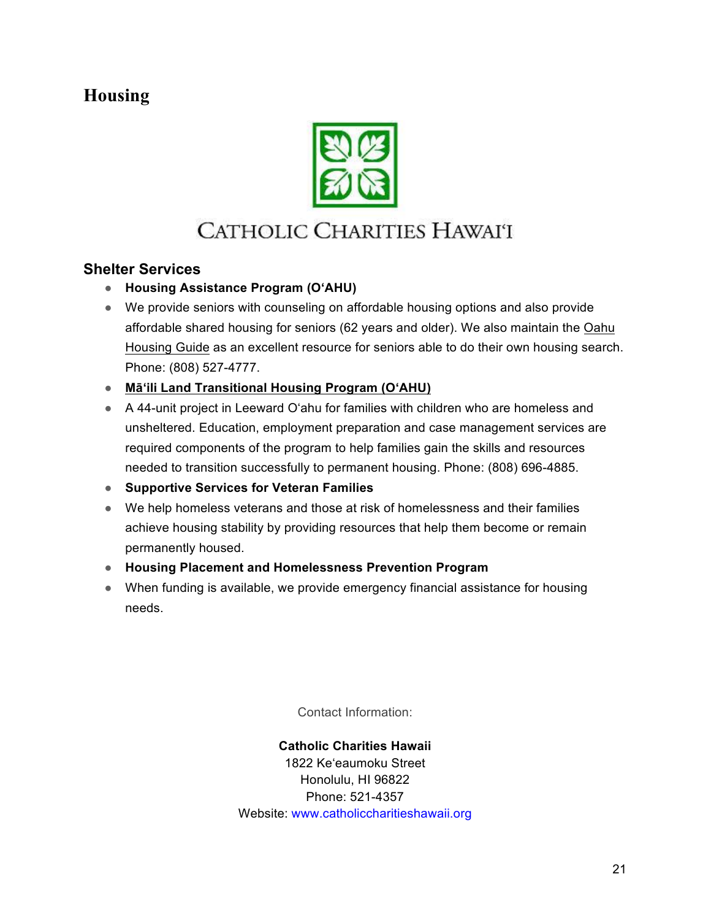# Housing

CATHOLIC CHARITIES HAWAIʻI

## Shelter Services

- **Housing Assistance Program (OʻAHU)**
- We provide seniors with counseling on affordable housing options and also provide affordable shared housing for seniors (62 years and older). We also maintain the Oahu Housing Guide as an excellent resource for seniors able to do their own housing search. Phone: (808) 527-4777.
- **Māʻili Land Transitional Housing Program (OʻAHU)**
- A 44-unit project in Leeward Oʻahu for families with children who are homeless and unsheltered. Education, employment preparation and case management services are required components of the program to help families gain the skills and resources needed to transition successfully to permanent housing. Phone: (808) 696-4885.
- **Supportive Services for Veteran Families**
- We help homeless veterans and those at risk of homelessness and their families achieve housing stability by providing resources that help them become or remain permanently housed.
- **Housing Placement and Homelessness Prevention Program**
- When funding is available, we provide emergency financial assistance for housing needs.

Contact Information:

**Catholic Charities Hawaii**
1822 Keʻeaumoku Street
Honolulu, HI 96822
Phone: 521-4357
Website: www.catholiccharitieshawaii.org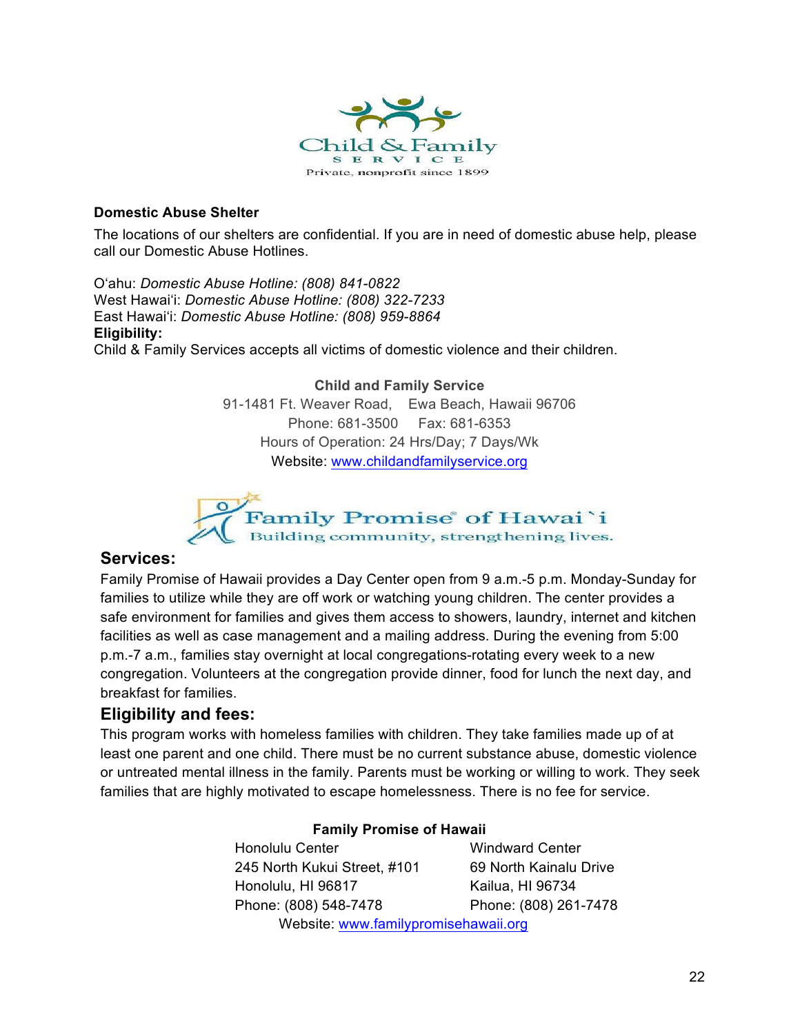Child & Family SERVICE
Private, nonprofit since 1899

**Domestic Abuse Shelter**

The locations of our shelters are confidential. If you are in need of domestic abuse help, please call our Domestic Abuse Hotlines.

O'ahu: *Domestic Abuse Hotline: (808) 841-0822*
West Hawai'i: *Domestic Abuse Hotline: (808) 322-7233*
East Hawai'i: *Domestic Abuse Hotline: (808) 959-8864*
**Eligibility:**
Child & Family Services accepts all victims of domestic violence and their children.

**Child and Family Service**
91-1481 Ft. Weaver Road, Ewa Beach, Hawaii 96706
Phone: 681-3500 Fax: 681-6353
Hours of Operation: 24 Hrs/Day; 7 Days/Wk
Website: www.childandfamilyservice.org

Family Promise® of Hawai`i
Building community, strengthening lives.

## Services:

Family Promise of Hawaii provides a Day Center open from 9 a.m.-5 p.m. Monday-Sunday for families to utilize while they are off work or watching young children. The center provides a safe environment for families and gives them access to showers, laundry, internet and kitchen facilities as well as case management and a mailing address. During the evening from 5:00 p.m.-7 a.m., families stay overnight at local congregations-rotating every week to a new congregation. Volunteers at the congregation provide dinner, food for lunch the next day, and breakfast for families.

## Eligibility and fees:

This program works with homeless families with children. They take families made up of at least one parent and one child. There must be no current substance abuse, domestic violence or untreated mental illness in the family. Parents must be working or willing to work. They seek families that are highly motivated to escape homelessness. There is no fee for service.

**Family Promise of Hawaii**

Honolulu Center
245 North Kukui Street, #101
Honolulu, HI 96817
Phone: (808) 548-7478

Windward Center
69 North Kainalu Drive
Kailua, HI 96734
Phone: (808) 261-7478

Website: www.familypromisehawaii.org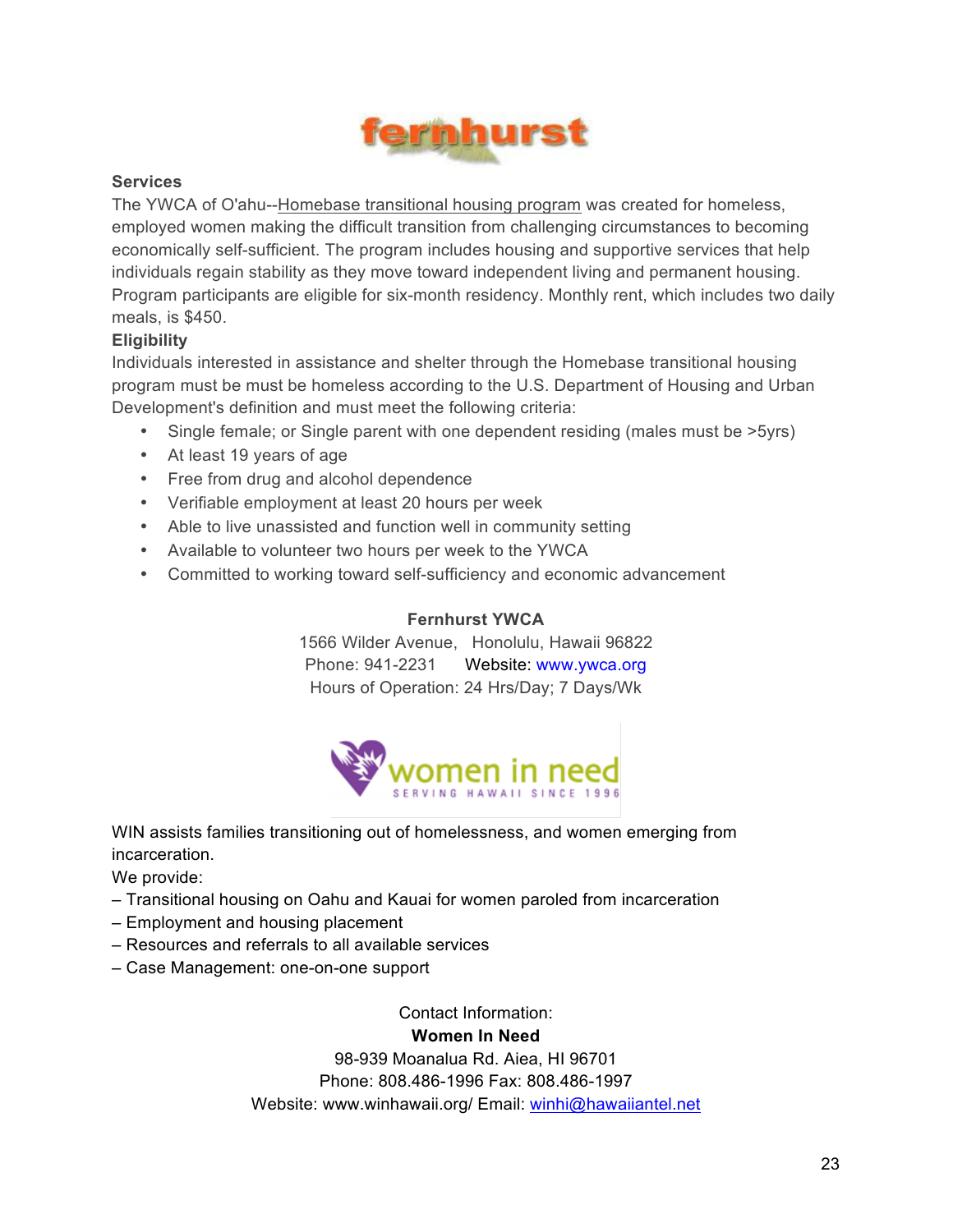# fernhurst

**Services**

The YWCA of O'ahu--Homebase transitional housing program was created for homeless, employed women making the difficult transition from challenging circumstances to becoming economically self-sufficient. The program includes housing and supportive services that help individuals regain stability as they move toward independent living and permanent housing. Program participants are eligible for six-month residency. Monthly rent, which includes two daily meals, is $450.

**Eligibility**

Individuals interested in assistance and shelter through the Homebase transitional housing program must be must be homeless according to the U.S. Department of Housing and Urban Development's definition and must meet the following criteria:

- Single female; or Single parent with one dependent residing (males must be >5yrs)
- At least 19 years of age
- Free from drug and alcohol dependence
- Verifiable employment at least 20 hours per week
- Able to live unassisted and function well in community setting
- Available to volunteer two hours per week to the YWCA
- Committed to working toward self-sufficiency and economic advancement

**Fernhurst YWCA**
1566 Wilder Avenue, Honolulu, Hawaii 96822
Phone: 941-2231 Website: www.ywca.org
Hours of Operation: 24 Hrs/Day; 7 Days/Wk

# women in need

SERVING HAWAII SINCE 1996

WIN assists families transitioning out of homelessness, and women emerging from incarceration.

We provide:

– Transitional housing on Oahu and Kauai for women paroled from incarceration
– Employment and housing placement
– Resources and referrals to all available services
– Case Management: one-on-one support

Contact Information:
**Women In Need**
98-939 Moanalua Rd. Aiea, HI 96701
Phone: 808.486-1996 Fax: 808.486-1997
Website: www.winhawaii.org/ Email: winhi@hawaiiantel.net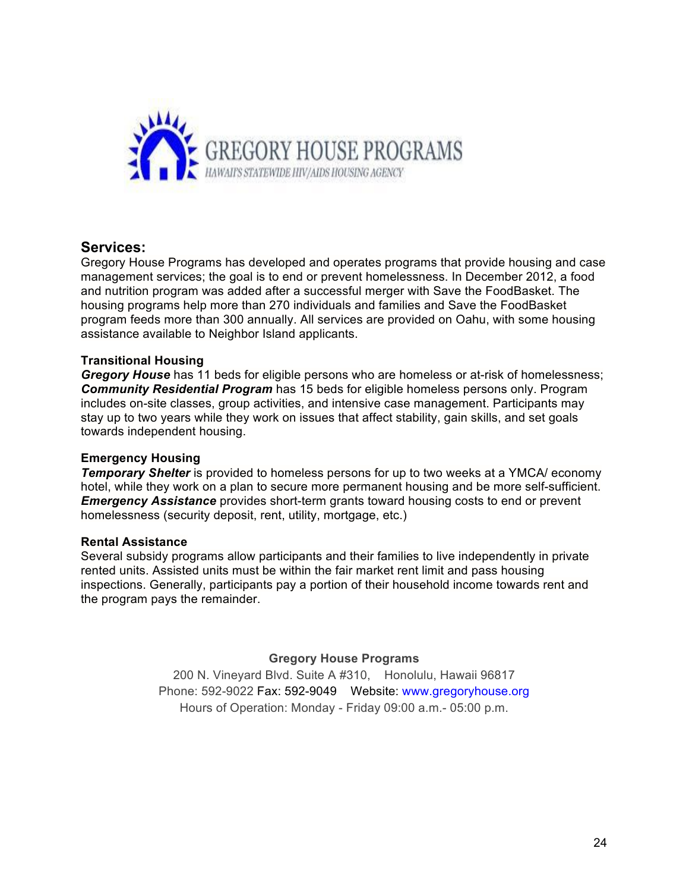# GREGORY HOUSE PROGRAMS

*HAWAII'S STATEWIDE HIV/AIDS HOUSING AGENCY*

## Services:

Gregory House Programs has developed and operates programs that provide housing and case management services; the goal is to end or prevent homelessness. In December 2012, a food and nutrition program was added after a successful merger with Save the FoodBasket. The housing programs help more than 270 individuals and families and Save the FoodBasket program feeds more than 300 annually. All services are provided on Oahu, with some housing assistance available to Neighbor Island applicants.

### Transitional Housing

***Gregory House*** has 11 beds for eligible persons who are homeless or at-risk of homelessness; ***Community Residential Program*** has 15 beds for eligible homeless persons only. Program includes on-site classes, group activities, and intensive case management. Participants may stay up to two years while they work on issues that affect stability, gain skills, and set goals towards independent housing.

### Emergency Housing

***Temporary Shelter*** is provided to homeless persons for up to two weeks at a YMCA/ economy hotel, while they work on a plan to secure more permanent housing and be more self-sufficient. ***Emergency Assistance*** provides short-term grants toward housing costs to end or prevent homelessness (security deposit, rent, utility, mortgage, etc.)

### Rental Assistance

Several subsidy programs allow participants and their families to live independently in private rented units. Assisted units must be within the fair market rent limit and pass housing inspections. Generally, participants pay a portion of their household income towards rent and the program pays the remainder.

**Gregory House Programs**

200 N. Vineyard Blvd. Suite A #310, Honolulu, Hawaii 96817

Phone: 592-9022 Fax: 592-9049 Website: www.gregoryhouse.org

Hours of Operation: Monday - Friday 09:00 a.m.- 05:00 p.m.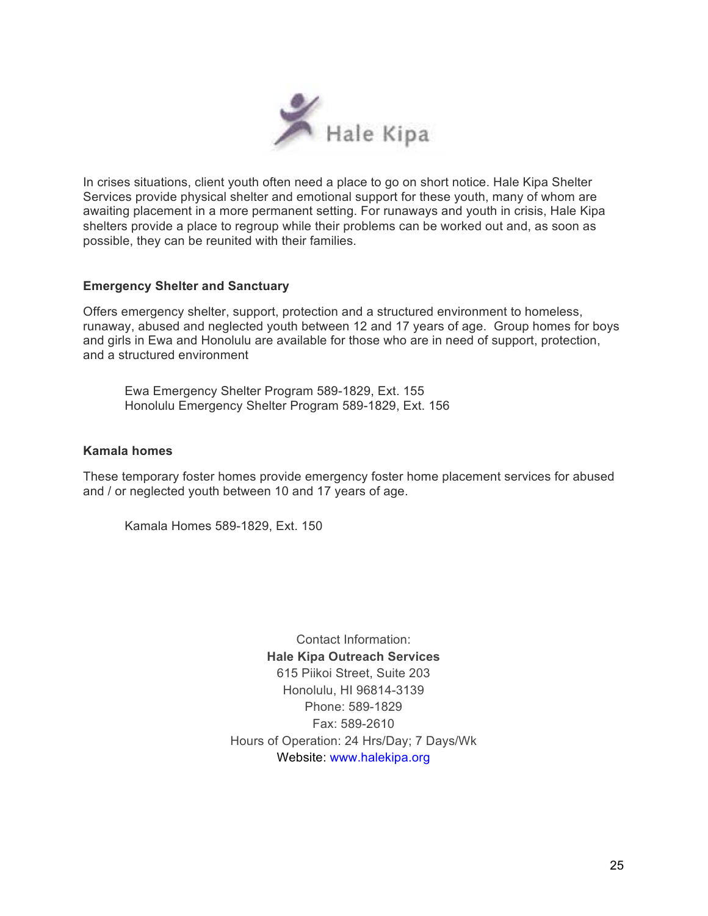Hale Kipa

In crises situations, client youth often need a place to go on short notice. Hale Kipa Shelter Services provide physical shelter and emotional support for these youth, many of whom are awaiting placement in a more permanent setting. For runaways and youth in crisis, Hale Kipa shelters provide a place to regroup while their problems can be worked out and, as soon as possible, they can be reunited with their families.

**Emergency Shelter and Sanctuary**

Offers emergency shelter, support, protection and a structured environment to homeless, runaway, abused and neglected youth between 12 and 17 years of age. Group homes for boys and girls in Ewa and Honolulu are available for those who are in need of support, protection, and a structured environment

Ewa Emergency Shelter Program 589-1829, Ext. 155
Honolulu Emergency Shelter Program 589-1829, Ext. 156

**Kamala homes**

These temporary foster homes provide emergency foster home placement services for abused and / or neglected youth between 10 and 17 years of age.

Kamala Homes 589-1829, Ext. 150

Contact Information:
**Hale Kipa Outreach Services**
615 Piikoi Street, Suite 203
Honolulu, HI 96814-3139
Phone: 589-1829
Fax: 589-2610
Hours of Operation: 24 Hrs/Day; 7 Days/Wk
Website: www.halekipa.org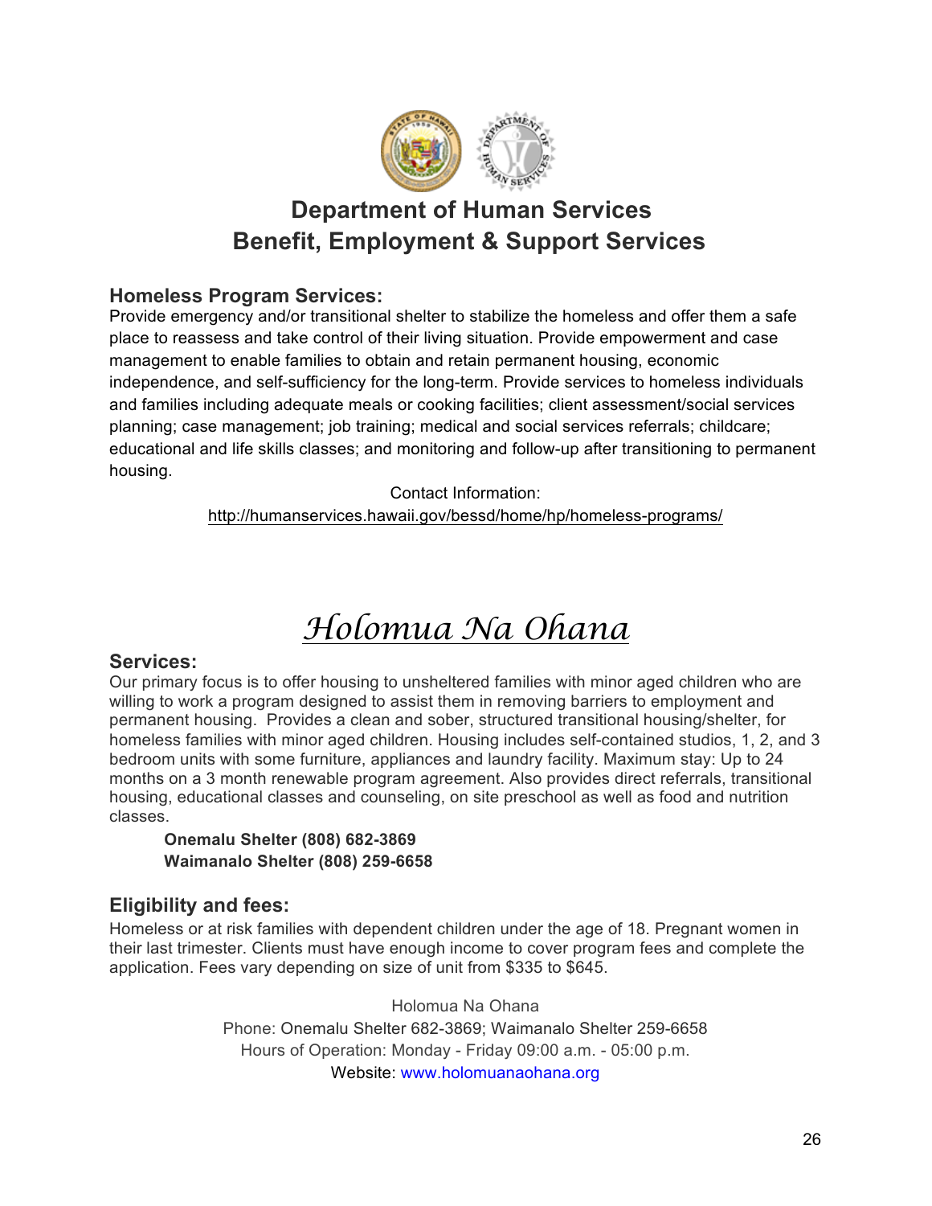# Department of Human Services
# Benefit, Employment & Support Services

### Homeless Program Services:

Provide emergency and/or transitional shelter to stabilize the homeless and offer them a safe place to reassess and take control of their living situation. Provide empowerment and case management to enable families to obtain and retain permanent housing, economic independence, and self-sufficiency for the long-term. Provide services to homeless individuals and families including adequate meals or cooking facilities; client assessment/social services planning; case management; job training; medical and social services referrals; childcare; educational and life skills classes; and monitoring and follow-up after transitioning to permanent housing.

Contact Information:
http://humanservices.hawaii.gov/bessd/home/hp/homeless-programs/

# *Holomua Na Ohana*

### Services:

Our primary focus is to offer housing to unsheltered families with minor aged children who are willing to work a program designed to assist them in removing barriers to employment and permanent housing. Provides a clean and sober, structured transitional housing/shelter, for homeless families with minor aged children. Housing includes self-contained studios, 1, 2, and 3 bedroom units with some furniture, appliances and laundry facility. Maximum stay: Up to 24 months on a 3 month renewable program agreement. Also provides direct referrals, transitional housing, educational classes and counseling, on site preschool as well as food and nutrition classes.

**Onemalu Shelter (808) 682-3869**
**Waimanalo Shelter (808) 259-6658**

### Eligibility and fees:

Homeless or at risk families with dependent children under the age of 18. Pregnant women in their last trimester. Clients must have enough income to cover program fees and complete the application. Fees vary depending on size of unit from $335 to $645.

Holomua Na Ohana
Phone: Onemalu Shelter 682-3869; Waimanalo Shelter 259-6658
Hours of Operation: Monday - Friday 09:00 a.m. - 05:00 p.m.
Website: www.holomuanaohana.org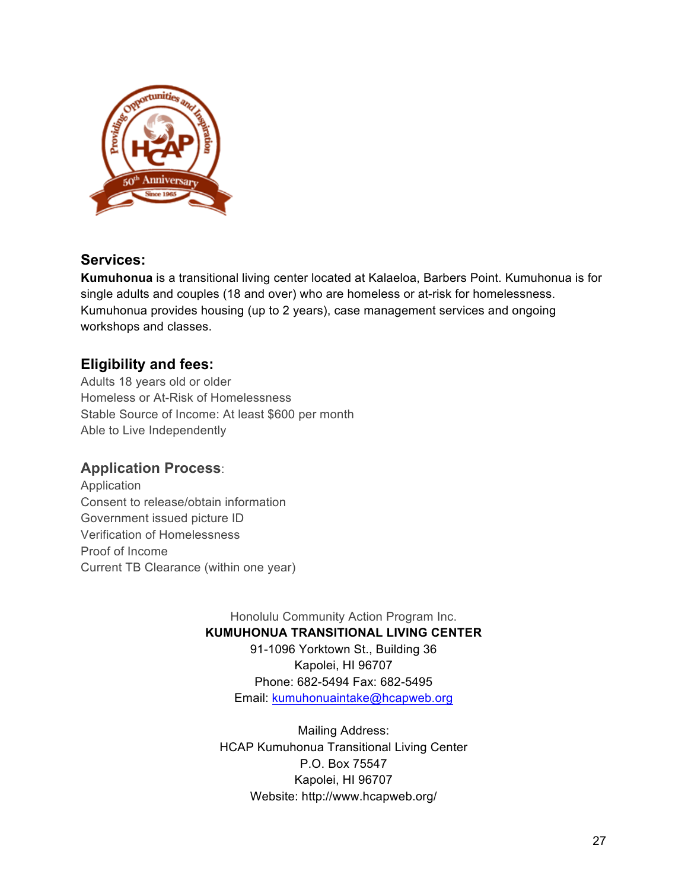## Services:

**Kumuhonua** is a transitional living center located at Kalaeloa, Barbers Point. Kumuhonua is for single adults and couples (18 and over) who are homeless or at-risk for homelessness. Kumuhonua provides housing (up to 2 years), case management services and ongoing workshops and classes.

## Eligibility and fees:

Adults 18 years old or older
Homeless or At-Risk of Homelessness
Stable Source of Income: At least $600 per month
Able to Live Independently

## Application Process:

Application
Consent to release/obtain information
Government issued picture ID
Verification of Homelessness
Proof of Income
Current TB Clearance (within one year)

Honolulu Community Action Program Inc.
**KUMUHONUA TRANSITIONAL LIVING CENTER**
91-1096 Yorktown St., Building 36
Kapolei, HI 96707
Phone: 682-5494 Fax: 682-5495
Email: kumuhonuaintake@hcapweb.org

Mailing Address:
HCAP Kumuhonua Transitional Living Center
P.O. Box 75547
Kapolei, HI 96707
Website: http://www.hcapweb.org/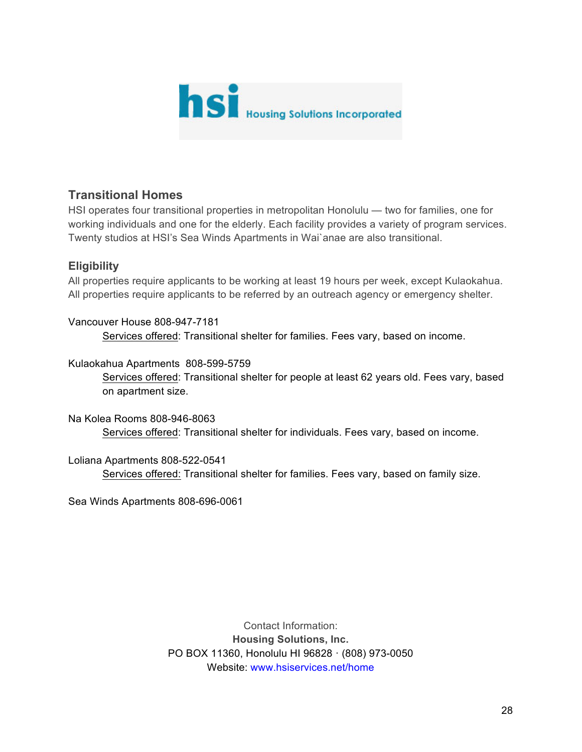hsi Housing Solutions Incorporated

## Transitional Homes

HSI operates four transitional properties in metropolitan Honolulu — two for families, one for working individuals and one for the elderly. Each facility provides a variety of program services. Twenty studios at HSI's Sea Winds Apartments in Wai`anae are also transitional.

## Eligibility

All properties require applicants to be working at least 19 hours per week, except Kulaokahua. All properties require applicants to be referred by an outreach agency or emergency shelter.

Vancouver House 808-947-7181

Services offered: Transitional shelter for families. Fees vary, based on income.

Kulaokahua Apartments 808-599-5759

Services offered: Transitional shelter for people at least 62 years old. Fees vary, based on apartment size.

Na Kolea Rooms 808-946-8063

Services offered: Transitional shelter for individuals. Fees vary, based on income.

Loliana Apartments 808-522-0541

Services offered: Transitional shelter for families. Fees vary, based on family size.

Sea Winds Apartments 808-696-0061

Contact Information:
**Housing Solutions, Inc.**
PO BOX 11360, Honolulu HI 96828 · (808) 973-0050
Website: www.hsiservices.net/home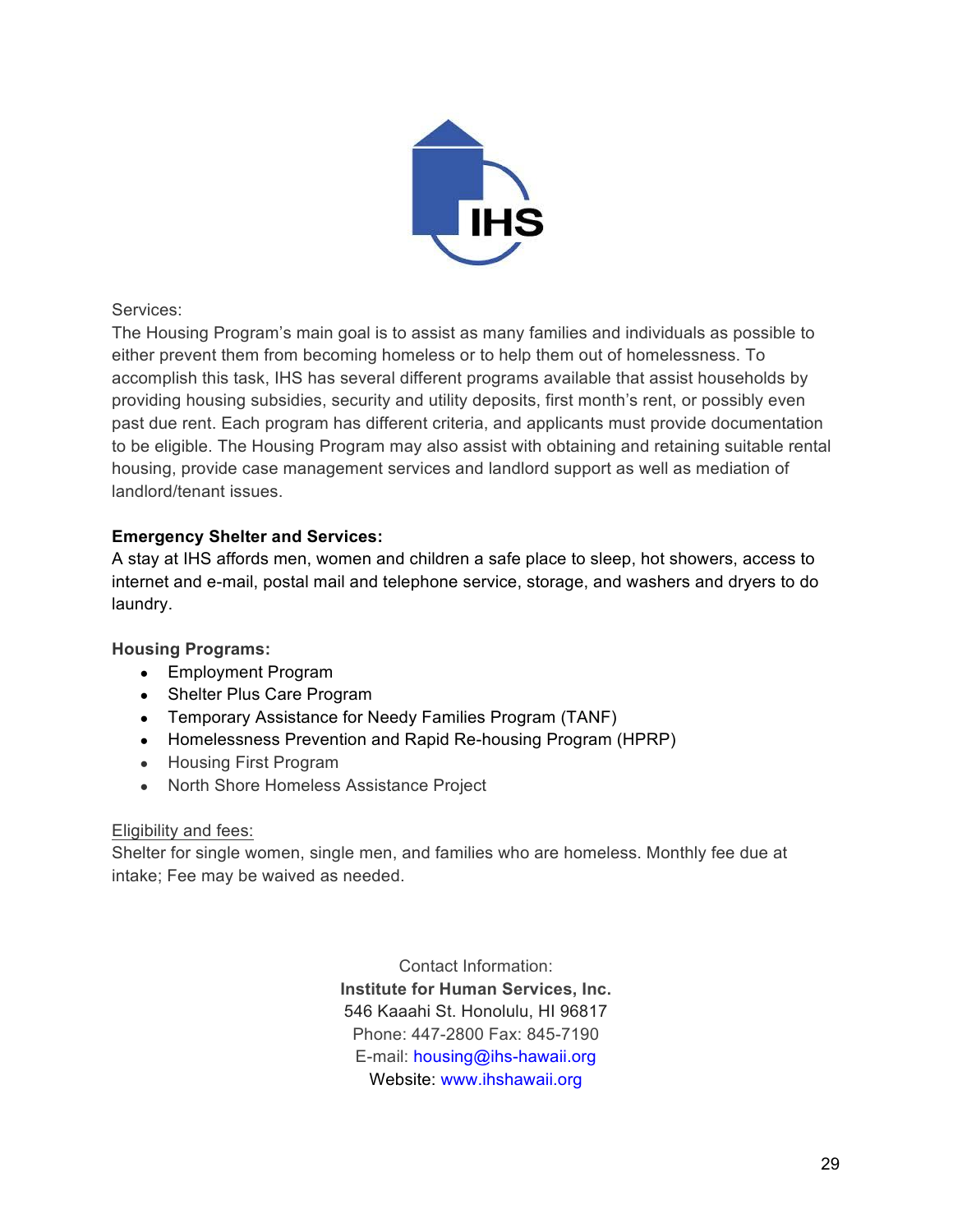Services:
The Housing Program's main goal is to assist as many families and individuals as possible to either prevent them from becoming homeless or to help them out of homelessness. To accomplish this task, IHS has several different programs available that assist households by providing housing subsidies, security and utility deposits, first month's rent, or possibly even past due rent. Each program has different criteria, and applicants must provide documentation to be eligible. The Housing Program may also assist with obtaining and retaining suitable rental housing, provide case management services and landlord support as well as mediation of landlord/tenant issues.

**Emergency Shelter and Services:**
A stay at IHS affords men, women and children a safe place to sleep, hot showers, access to internet and e-mail, postal mail and telephone service, storage, and washers and dryers to do laundry.

**Housing Programs:**

- Employment Program
- Shelter Plus Care Program
- Temporary Assistance for Needy Families Program (TANF)
- Homelessness Prevention and Rapid Re-housing Program (HPRP)
- Housing First Program
- North Shore Homeless Assistance Project

Eligibility and fees:
Shelter for single women, single men, and families who are homeless. Monthly fee due at intake; Fee may be waived as needed.

Contact Information:
**Institute for Human Services, Inc.**
546 Kaaahi St. Honolulu, HI 96817
Phone: 447-2800 Fax: 845-7190
E-mail: housing@ihs-hawaii.org
Website: www.ihshawaii.org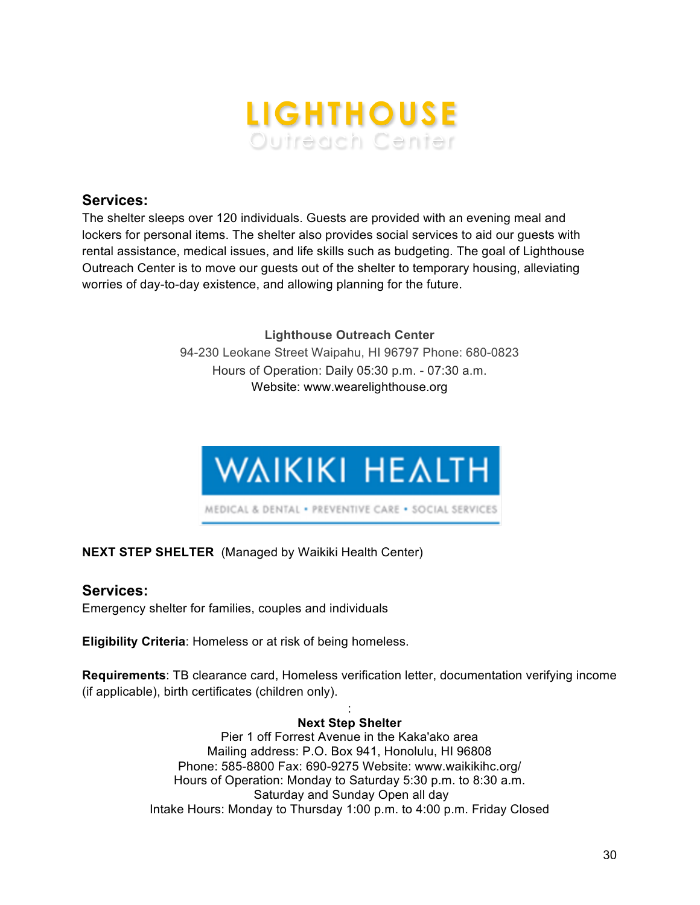# LIGHTHOUSE
Outreach Center

## Services:

The shelter sleeps over 120 individuals. Guests are provided with an evening meal and lockers for personal items. The shelter also provides social services to aid our guests with rental assistance, medical issues, and life skills such as budgeting. The goal of Lighthouse Outreach Center is to move our guests out of the shelter to temporary housing, alleviating worries of day-to-day existence, and allowing planning for the future.

**Lighthouse Outreach Center**
94-230 Leokane Street Waipahu, HI 96797 Phone: 680-0823
Hours of Operation: Daily 05:30 p.m. - 07:30 a.m.
Website: www.wearelighthouse.org

WAIKIKI HEALTH
MEDICAL & DENTAL • PREVENTIVE CARE • SOCIAL SERVICES

**NEXT STEP SHELTER** (Managed by Waikiki Health Center)

## Services:

Emergency shelter for families, couples and individuals

**Eligibility Criteria**: Homeless or at risk of being homeless.

**Requirements**: TB clearance card, Homeless verification letter, documentation verifying income (if applicable), birth certificates (children only).

:
**Next Step Shelter**
Pier 1 off Forrest Avenue in the Kaka'ako area
Mailing address: P.O. Box 941, Honolulu, HI 96808
Phone: 585-8800 Fax: 690-9275 Website: www.waikikihc.org/
Hours of Operation: Monday to Saturday 5:30 p.m. to 8:30 a.m.
Saturday and Sunday Open all day
Intake Hours: Monday to Thursday 1:00 p.m. to 4:00 p.m. Friday Closed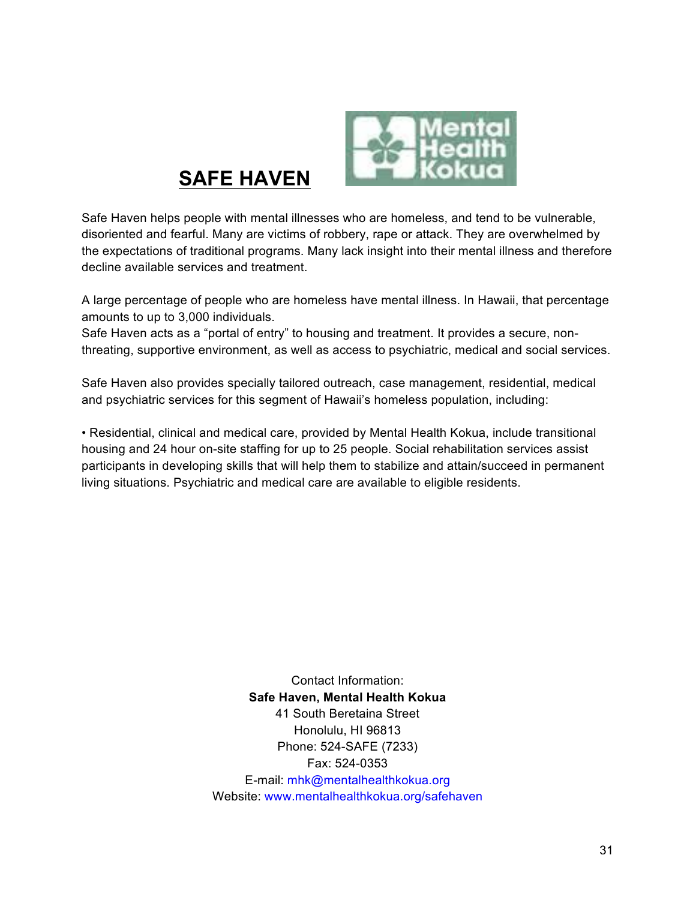# SAFE HAVEN

Safe Haven helps people with mental illnesses who are homeless, and tend to be vulnerable, disoriented and fearful. Many are victims of robbery, rape or attack. They are overwhelmed by the expectations of traditional programs. Many lack insight into their mental illness and therefore decline available services and treatment.

A large percentage of people who are homeless have mental illness. In Hawaii, that percentage amounts to up to 3,000 individuals.
Safe Haven acts as a "portal of entry" to housing and treatment. It provides a secure, non-threating, supportive environment, as well as access to psychiatric, medical and social services.

Safe Haven also provides specially tailored outreach, case management, residential, medical and psychiatric services for this segment of Hawaii's homeless population, including:

- Residential, clinical and medical care, provided by Mental Health Kokua, include transitional housing and 24 hour on-site staffing for up to 25 people. Social rehabilitation services assist participants in developing skills that will help them to stabilize and attain/succeed in permanent living situations. Psychiatric and medical care are available to eligible residents.

Contact Information:
**Safe Haven, Mental Health Kokua**
41 South Beretaina Street
Honolulu, HI 96813
Phone: 524-SAFE (7233)
Fax: 524-0353
E-mail: mhk@mentalhealthkokua.org
Website: www.mentalhealthkokua.org/safehaven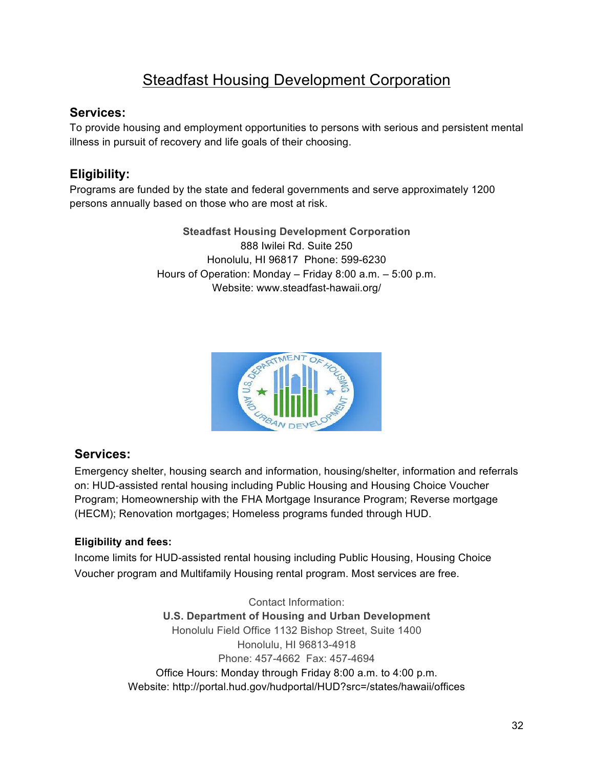# Steadfast Housing Development Corporation

## Services:

To provide housing and employment opportunities to persons with serious and persistent mental illness in pursuit of recovery and life goals of their choosing.

## Eligibility:

Programs are funded by the state and federal governments and serve approximately 1200 persons annually based on those who are most at risk.

**Steadfast Housing Development Corporation**
888 Iwilei Rd. Suite 250
Honolulu, HI 96817 Phone: 599-6230
Hours of Operation: Monday – Friday 8:00 a.m. – 5:00 p.m.
Website: www.steadfast-hawaii.org/

## Services:

Emergency shelter, housing search and information, housing/shelter, information and referrals on: HUD-assisted rental housing including Public Housing and Housing Choice Voucher Program; Homeownership with the FHA Mortgage Insurance Program; Reverse mortgage (HECM); Renovation mortgages; Homeless programs funded through HUD.

### Eligibility and fees:

Income limits for HUD-assisted rental housing including Public Housing, Housing Choice Voucher program and Multifamily Housing rental program. Most services are free.

Contact Information:
**U.S. Department of Housing and Urban Development**
Honolulu Field Office 1132 Bishop Street, Suite 1400
Honolulu, HI 96813-4918
Phone: 457-4662 Fax: 457-4694
Office Hours: Monday through Friday 8:00 a.m. to 4:00 p.m.
Website: http://portal.hud.gov/hudportal/HUD?src=/states/hawaii/offices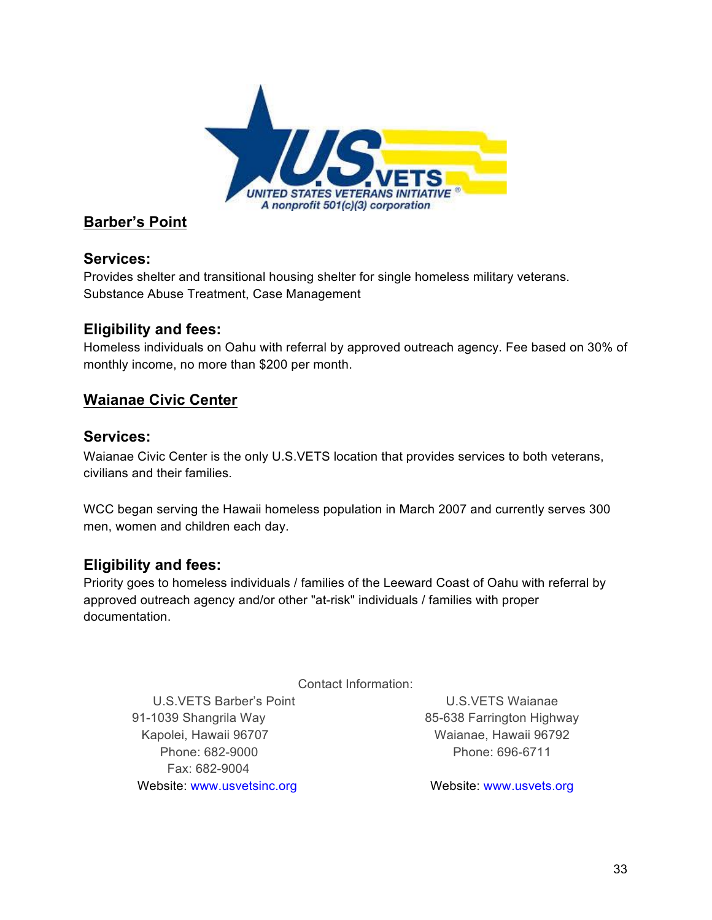## Barber's Point

### Services:

Provides shelter and transitional housing shelter for single homeless military veterans.
Substance Abuse Treatment, Case Management

### Eligibility and fees:

Homeless individuals on Oahu with referral by approved outreach agency. Fee based on 30% of monthly income, no more than $200 per month.

## Waianae Civic Center

### Services:

Waianae Civic Center is the only U.S.VETS location that provides services to both veterans, civilians and their families.

WCC began serving the Hawaii homeless population in March 2007 and currently serves 300 men, women and children each day.

### Eligibility and fees:

Priority goes to homeless individuals / families of the Leeward Coast of Oahu with referral by approved outreach agency and/or other "at-risk" individuals / families with proper documentation.

Contact Information:

U.S.VETS Barber's Point
91-1039 Shangrila Way
Kapolei, Hawaii 96707
Phone: 682-9000
Fax: 682-9004
Website: www.usvetsinc.org

U.S.VETS Waianae
85-638 Farrington Highway
Waianae, Hawaii 96792
Phone: 696-6711
Website: www.usvets.org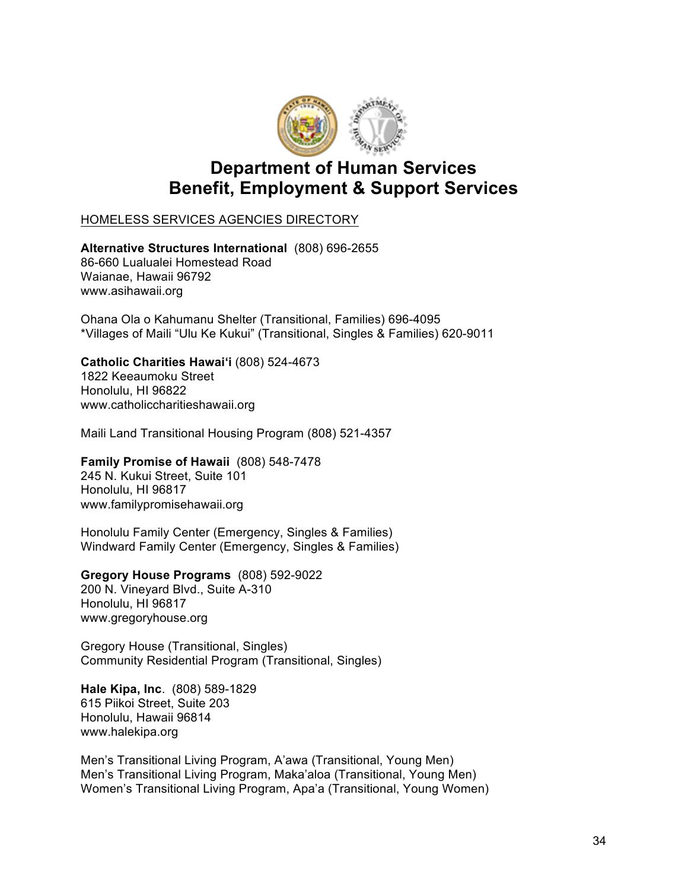# Department of Human Services
# Benefit, Employment & Support Services

HOMELESS SERVICES AGENCIES DIRECTORY

**Alternative Structures International** (808) 696-2655
86-660 Lualualei Homestead Road
Waianae, Hawaii 96792
www.asihawaii.org

Ohana Ola o Kahumanu Shelter (Transitional, Families) 696-4095
*Villages of Maili "Ulu Ke Kukui" (Transitional, Singles & Families) 620-9011

**Catholic Charities Hawai'i** (808) 524-4673
1822 Keeaumoku Street
Honolulu, HI 96822
www.catholiccharitieshawaii.org

Maili Land Transitional Housing Program (808) 521-4357

**Family Promise of Hawaii** (808) 548-7478
245 N. Kukui Street, Suite 101
Honolulu, HI 96817
www.familypromisehawaii.org

Honolulu Family Center (Emergency, Singles & Families)
Windward Family Center (Emergency, Singles & Families)

**Gregory House Programs** (808) 592-9022
200 N. Vineyard Blvd., Suite A-310
Honolulu, HI 96817
www.gregoryhouse.org

Gregory House (Transitional, Singles)
Community Residential Program (Transitional, Singles)

**Hale Kipa, Inc**. (808) 589-1829
615 Piikoi Street, Suite 203
Honolulu, Hawaii 96814
www.halekipa.org

Men's Transitional Living Program, A'awa (Transitional, Young Men)
Men's Transitional Living Program, Maka'aloa (Transitional, Young Men)
Women's Transitional Living Program, Apa'a (Transitional, Young Women)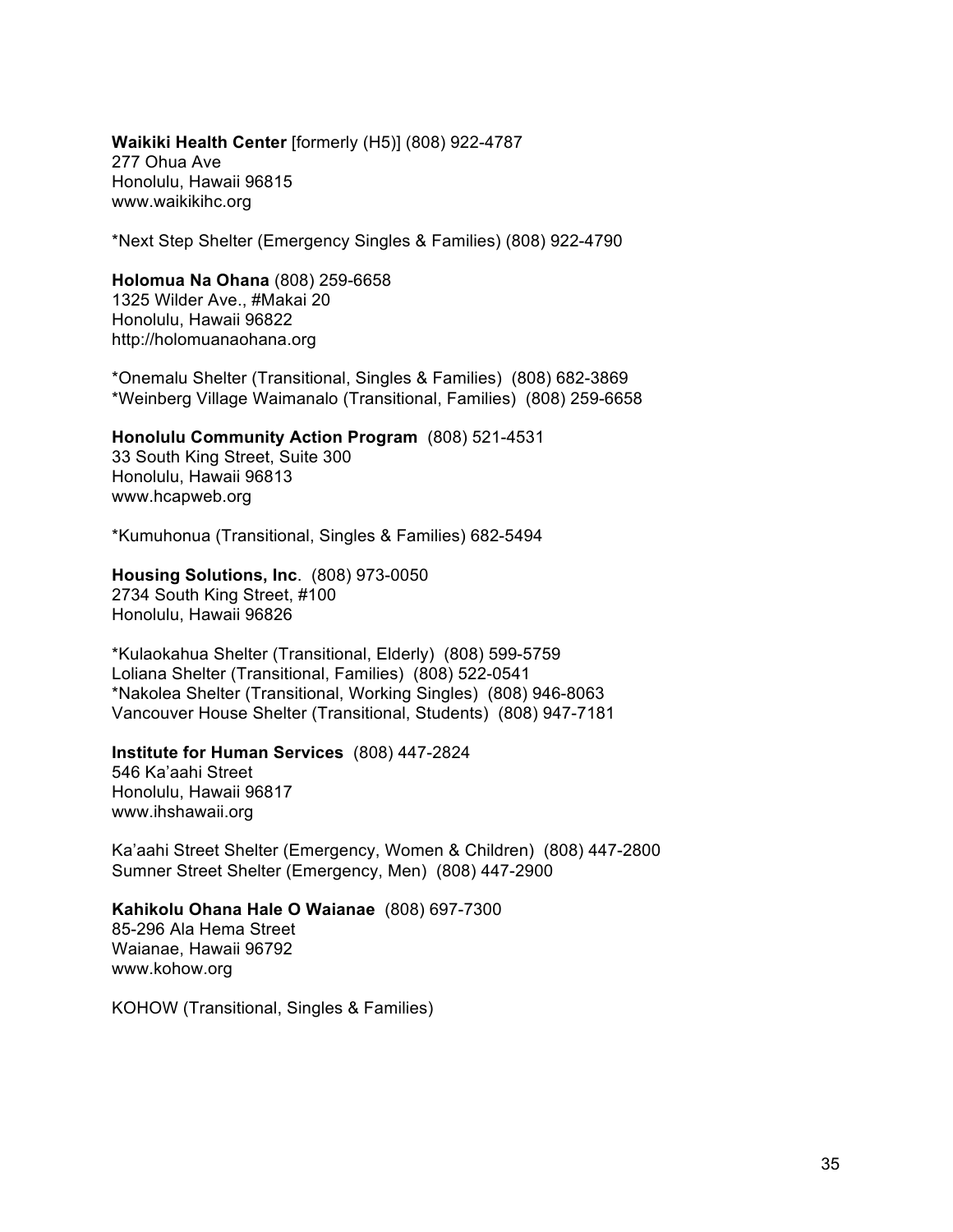**Waikiki Health Center** [formerly (H5)] (808) 922-4787
277 Ohua Ave
Honolulu, Hawaii 96815
www.waikikihc.org

*Next Step Shelter (Emergency Singles & Families) (808) 922-4790

**Holomua Na Ohana** (808) 259-6658
1325 Wilder Ave., #Makai 20
Honolulu, Hawaii 96822
http://holomuanaohana.org

*Onemalu Shelter (Transitional, Singles & Families) (808) 682-3869
*Weinberg Village Waimanalo (Transitional, Families) (808) 259-6658

**Honolulu Community Action Program** (808) 521-4531
33 South King Street, Suite 300
Honolulu, Hawaii 96813
www.hcapweb.org

*Kumuhonua (Transitional, Singles & Families) 682-5494

**Housing Solutions, Inc**. (808) 973-0050
2734 South King Street, #100
Honolulu, Hawaii 96826

*Kulaokahua Shelter (Transitional, Elderly) (808) 599-5759
Loliana Shelter (Transitional, Families) (808) 522-0541
*Nakolea Shelter (Transitional, Working Singles) (808) 946-8063
Vancouver House Shelter (Transitional, Students) (808) 947-7181

**Institute for Human Services** (808) 447-2824
546 Ka'aahi Street
Honolulu, Hawaii 96817
www.ihshawaii.org

Ka'aahi Street Shelter (Emergency, Women & Children) (808) 447-2800
Sumner Street Shelter (Emergency, Men) (808) 447-2900

**Kahikolu Ohana Hale O Waianae** (808) 697-7300
85-296 Ala Hema Street
Waianae, Hawaii 96792
www.kohow.org

KOHOW (Transitional, Singles & Families)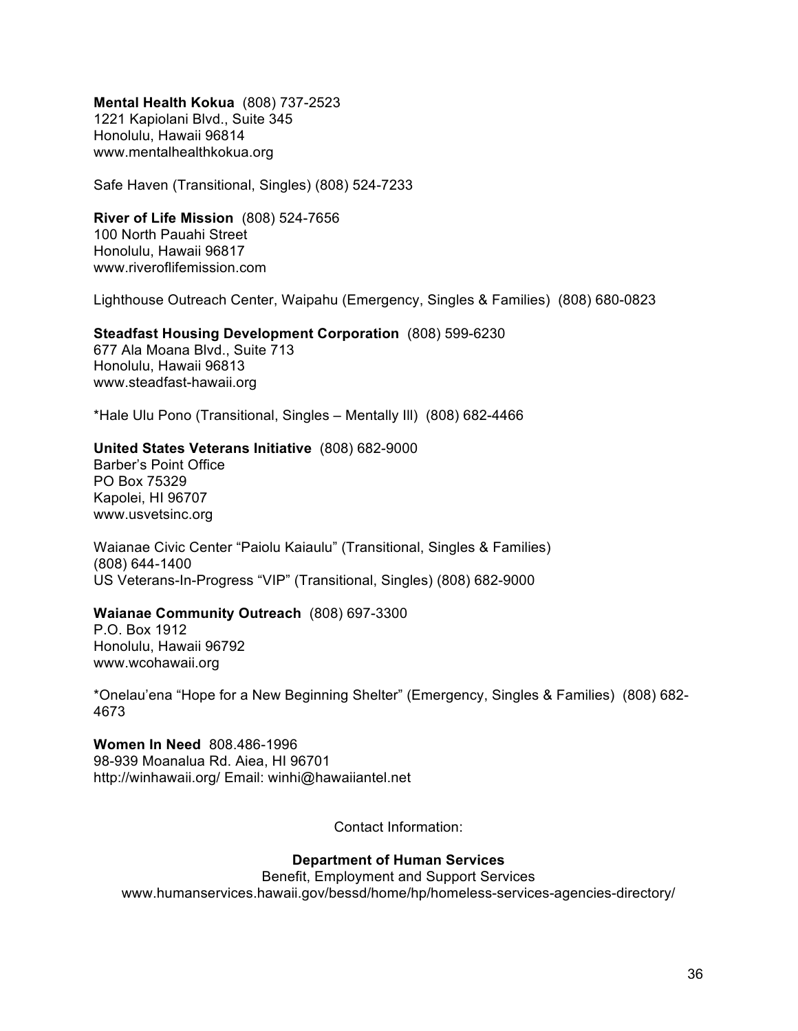**Mental Health Kokua** (808) 737-2523
1221 Kapiolani Blvd., Suite 345
Honolulu, Hawaii 96814
www.mentalhealthkokua.org

Safe Haven (Transitional, Singles) (808) 524-7233

**River of Life Mission** (808) 524-7656
100 North Pauahi Street
Honolulu, Hawaii 96817
www.riveroflifemission.com

Lighthouse Outreach Center, Waipahu (Emergency, Singles & Families) (808) 680-0823

**Steadfast Housing Development Corporation** (808) 599-6230
677 Ala Moana Blvd., Suite 713
Honolulu, Hawaii 96813
www.steadfast-hawaii.org

*Hale Ulu Pono (Transitional, Singles – Mentally Ill) (808) 682-4466

**United States Veterans Initiative** (808) 682-9000
Barber's Point Office
PO Box 75329
Kapolei, HI 96707
www.usvetsinc.org

Waianae Civic Center "Paiolu Kaiaulu" (Transitional, Singles & Families)
(808) 644-1400
US Veterans-In-Progress "VIP" (Transitional, Singles) (808) 682-9000

**Waianae Community Outreach** (808) 697-3300
P.O. Box 1912
Honolulu, Hawaii 96792
www.wcohawaii.org

*Onelau'ena "Hope for a New Beginning Shelter" (Emergency, Singles & Families) (808) 682-4673

**Women In Need** 808.486-1996
98-939 Moanalua Rd. Aiea, HI 96701
http://winhawaii.org/ Email: winhi@hawaiiantel.net

Contact Information:

**Department of Human Services**
Benefit, Employment and Support Services
www.humanservices.hawaii.gov/bessd/home/hp/homeless-services-agencies-directory/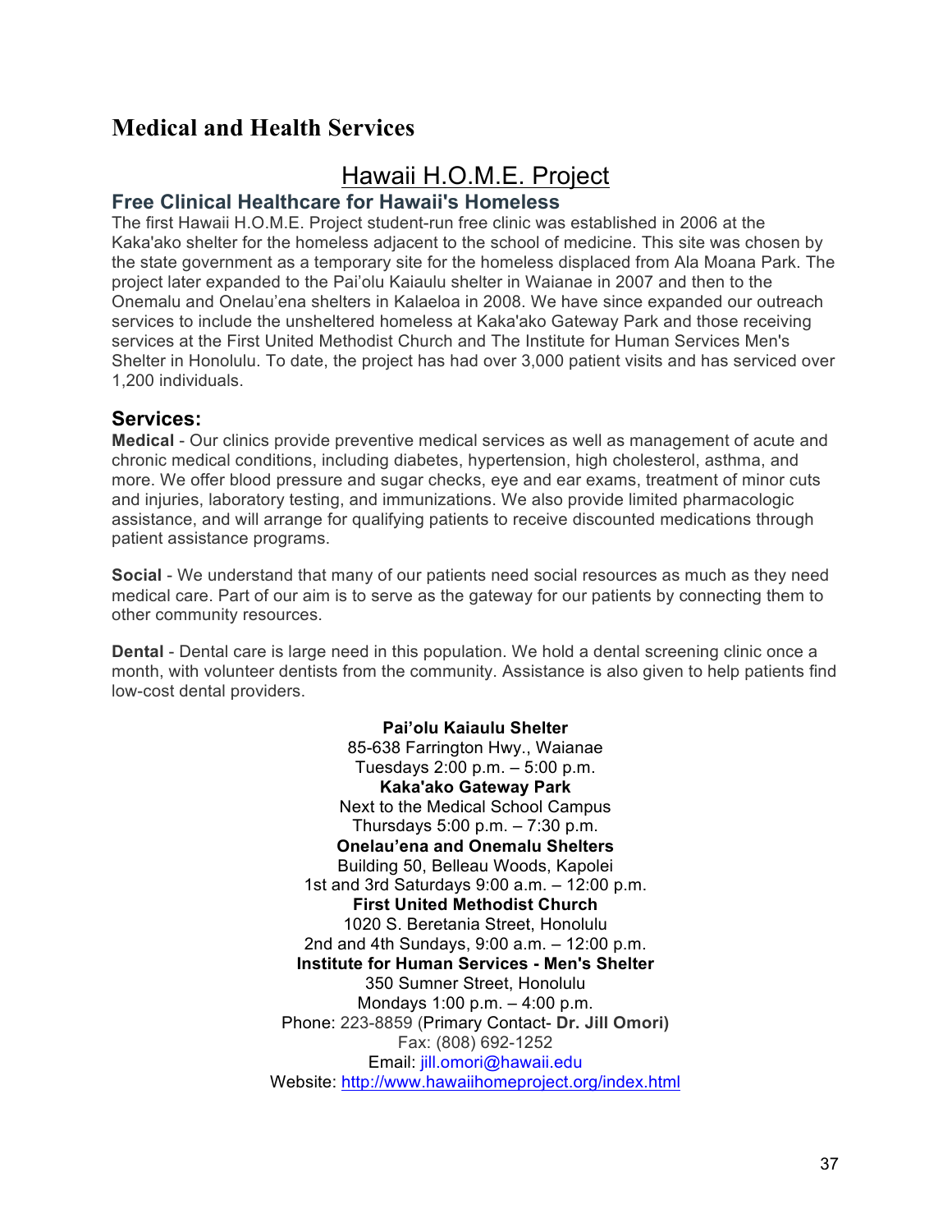# Medical and Health Services

## Hawaii H.O.M.E. Project

### Free Clinical Healthcare for Hawaii's Homeless

The first Hawaii H.O.M.E. Project student-run free clinic was established in 2006 at the Kaka'ako shelter for the homeless adjacent to the school of medicine. This site was chosen by the state government as a temporary site for the homeless displaced from Ala Moana Park. The project later expanded to the Pai'olu Kaiaulu shelter in Waianae in 2007 and then to the Onemalu and Onelau'ena shelters in Kalaeloa in 2008. We have since expanded our outreach services to include the unsheltered homeless at Kaka'ako Gateway Park and those receiving services at the First United Methodist Church and The Institute for Human Services Men's Shelter in Honolulu. To date, the project has had over 3,000 patient visits and has serviced over 1,200 individuals.

### Services:

**Medical** - Our clinics provide preventive medical services as well as management of acute and chronic medical conditions, including diabetes, hypertension, high cholesterol, asthma, and more. We offer blood pressure and sugar checks, eye and ear exams, treatment of minor cuts and injuries, laboratory testing, and immunizations. We also provide limited pharmacologic assistance, and will arrange for qualifying patients to receive discounted medications through patient assistance programs.

**Social** - We understand that many of our patients need social resources as much as they need medical care. Part of our aim is to serve as the gateway for our patients by connecting them to other community resources.

**Dental** - Dental care is large need in this population. We hold a dental screening clinic once a month, with volunteer dentists from the community. Assistance is also given to help patients find low-cost dental providers.

**Pai'olu Kaiaulu Shelter**
85-638 Farrington Hwy., Waianae
Tuesdays 2:00 p.m. – 5:00 p.m.
**Kaka'ako Gateway Park**
Next to the Medical School Campus
Thursdays 5:00 p.m. – 7:30 p.m.
**Onelau'ena and Onemalu Shelters**
Building 50, Belleau Woods, Kapolei
1st and 3rd Saturdays 9:00 a.m. – 12:00 p.m.
**First United Methodist Church**
1020 S. Beretania Street, Honolulu
2nd and 4th Sundays, 9:00 a.m. – 12:00 p.m.
**Institute for Human Services - Men's Shelter**
350 Sumner Street, Honolulu
Mondays 1:00 p.m. – 4:00 p.m.
Phone: 223-8859 (Primary Contact- **Dr. Jill Omori)**
Fax: (808) 692-1252
Email: jill.omori@hawaii.edu
Website: http://www.hawaiihomeproject.org/index.html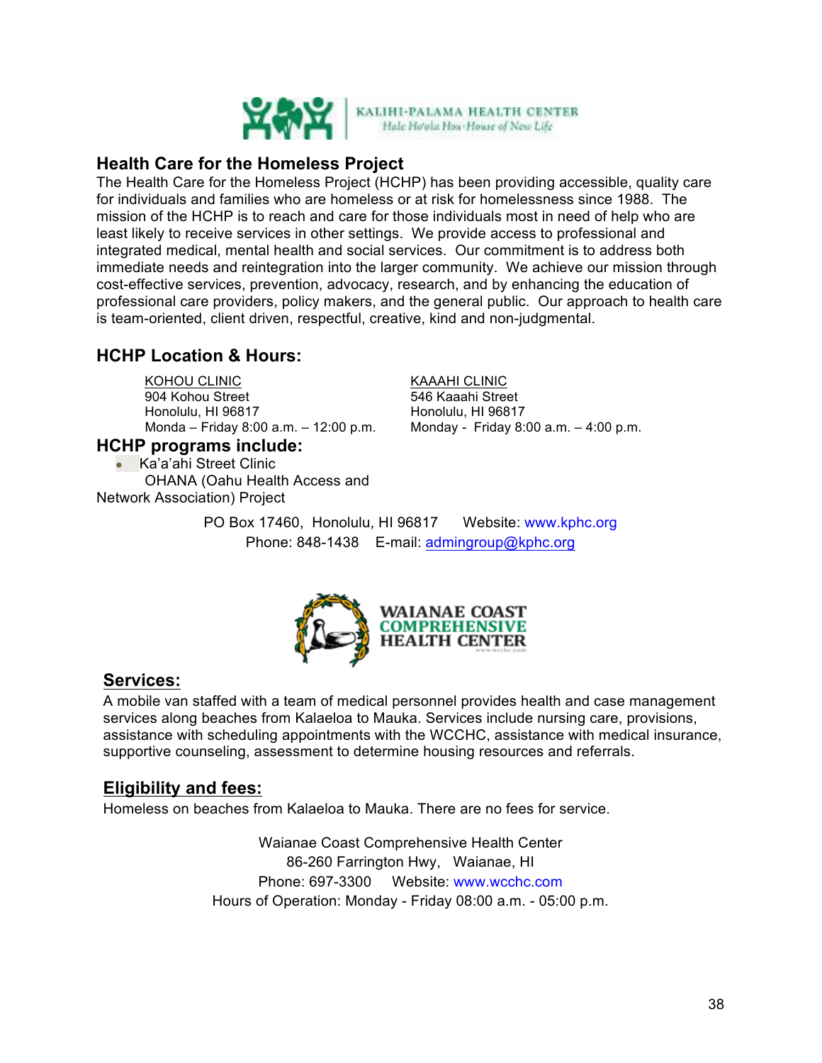KALIHI-PALAMA HEALTH CENTER
Hale Ho'ola Hou-House of New Life

## Health Care for the Homeless Project

The Health Care for the Homeless Project (HCHP) has been providing accessible, quality care for individuals and families who are homeless or at risk for homelessness since 1988. The mission of the HCHP is to reach and care for those individuals most in need of help who are least likely to receive services in other settings. We provide access to professional and integrated medical, mental health and social services. Our commitment is to address both immediate needs and reintegration into the larger community. We achieve our mission through cost-effective services, prevention, advocacy, research, and by enhancing the education of professional care providers, policy makers, and the general public. Our approach to health care is team-oriented, client driven, respectful, creative, kind and non-judgmental.

## HCHP Location & Hours:

KOHOU CLINIC
904 Kohou Street
Honolulu, HI 96817
Monda – Friday 8:00 a.m. – 12:00 p.m.

KAAAHI CLINIC
546 Kaaahi Street
Honolulu, HI 96817
Monday - Friday 8:00 a.m. – 4:00 p.m.

## HCHP programs include:

- Ka'a'ahi Street Clinic
- OHANA (Oahu Health Access and Network Association) Project

PO Box 17460, Honolulu, HI 96817 Website: www.kphc.org
Phone: 848-1438 E-mail: admingroup@kphc.org

WAIANAE COAST COMPREHENSIVE HEALTH CENTER

## Services:

A mobile van staffed with a team of medical personnel provides health and case management services along beaches from Kalaeloa to Mauka. Services include nursing care, provisions, assistance with scheduling appointments with the WCCHC, assistance with medical insurance, supportive counseling, assessment to determine housing resources and referrals.

## Eligibility and fees:

Homeless on beaches from Kalaeloa to Mauka. There are no fees for service.

Waianae Coast Comprehensive Health Center
86-260 Farrington Hwy, Waianae, HI
Phone: 697-3300 Website: www.wcchc.com
Hours of Operation: Monday - Friday 08:00 a.m. - 05:00 p.m.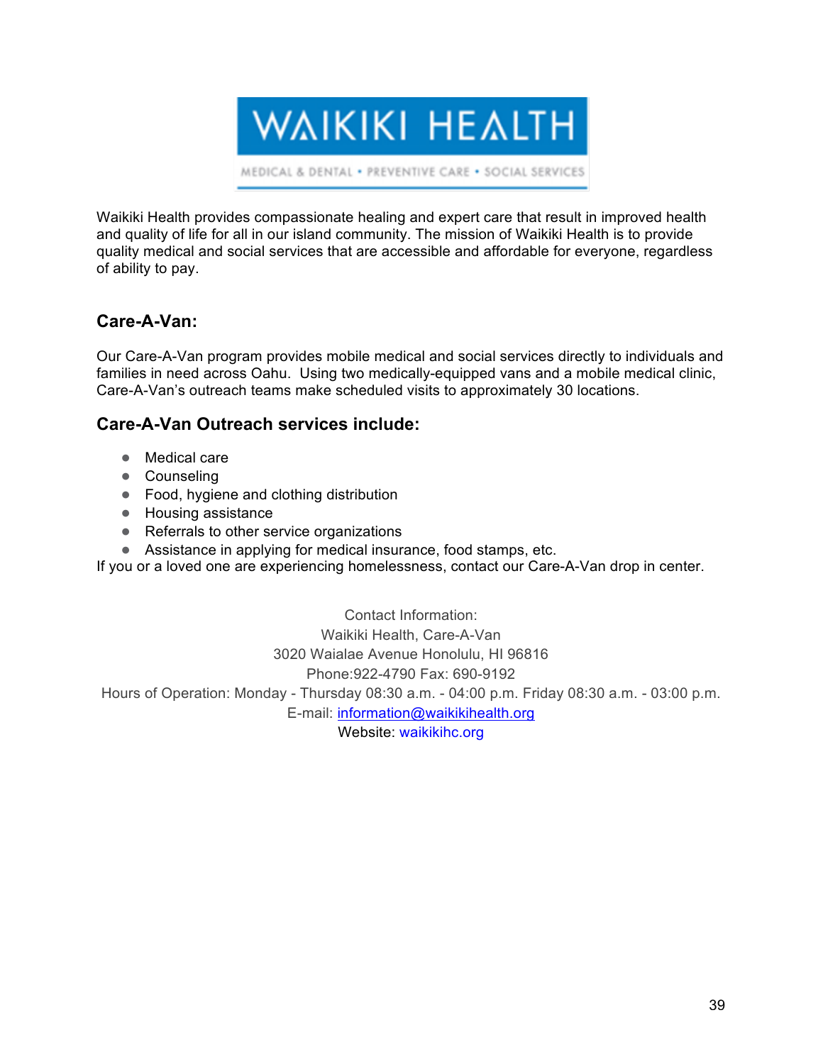Waikiki Health provides compassionate healing and expert care that result in improved health and quality of life for all in our island community. The mission of Waikiki Health is to provide quality medical and social services that are accessible and affordable for everyone, regardless of ability to pay.

## Care-A-Van:

Our Care-A-Van program provides mobile medical and social services directly to individuals and families in need across Oahu. Using two medically-equipped vans and a mobile medical clinic, Care-A-Van's outreach teams make scheduled visits to approximately 30 locations.

## Care-A-Van Outreach services include:

- Medical care
- Counseling
- Food, hygiene and clothing distribution
- Housing assistance
- Referrals to other service organizations
- Assistance in applying for medical insurance, food stamps, etc.

If you or a loved one are experiencing homelessness, contact our Care-A-Van drop in center.

Contact Information:
Waikiki Health, Care-A-Van
3020 Waialae Avenue Honolulu, HI 96816
Phone:922-4790 Fax: 690-9192
Hours of Operation: Monday - Thursday 08:30 a.m. - 04:00 p.m. Friday 08:30 a.m. - 03:00 p.m.
E-mail: information@waikikihealth.org
Website: waikikihc.org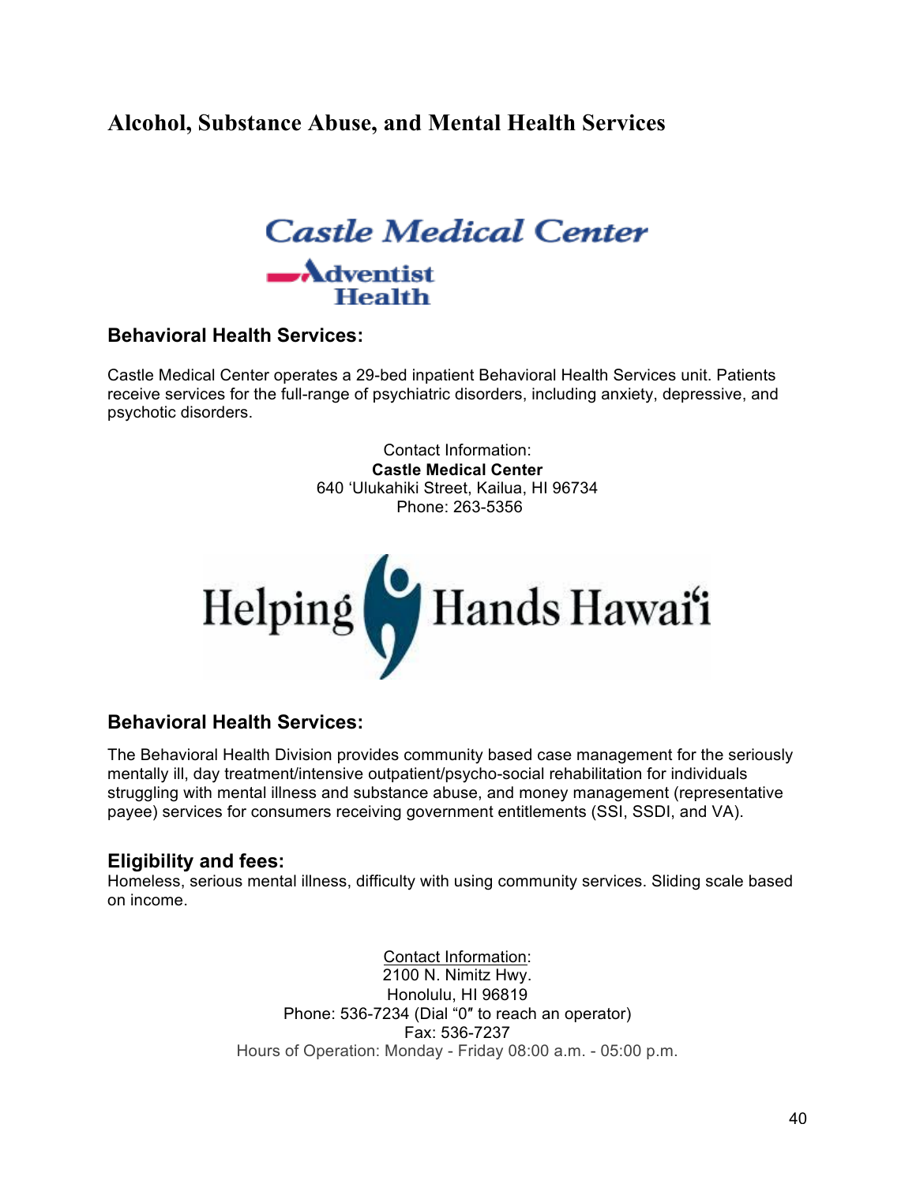# Alcohol, Substance Abuse, and Mental Health Services

Castle Medical Center

Adventist Health

### Behavioral Health Services:

Castle Medical Center operates a 29-bed inpatient Behavioral Health Services unit. Patients receive services for the full-range of psychiatric disorders, including anxiety, depressive, and psychotic disorders.

Contact Information:
**Castle Medical Center**
640 ʻUlukahiki Street, Kailua, HI 96734
Phone: 263-5356

Helping Hands Hawaiʻi

### Behavioral Health Services:

The Behavioral Health Division provides community based case management for the seriously mentally ill, day treatment/intensive outpatient/psycho-social rehabilitation for individuals struggling with mental illness and substance abuse, and money management (representative payee) services for consumers receiving government entitlements (SSI, SSDI, and VA).

### Eligibility and fees:

Homeless, serious mental illness, difficulty with using community services. Sliding scale based on income.

Contact Information:
2100 N. Nimitz Hwy.
Honolulu, HI 96819
Phone: 536-7234 (Dial "0″ to reach an operator)
Fax: 536-7237
Hours of Operation: Monday - Friday 08:00 a.m. - 05:00 p.m.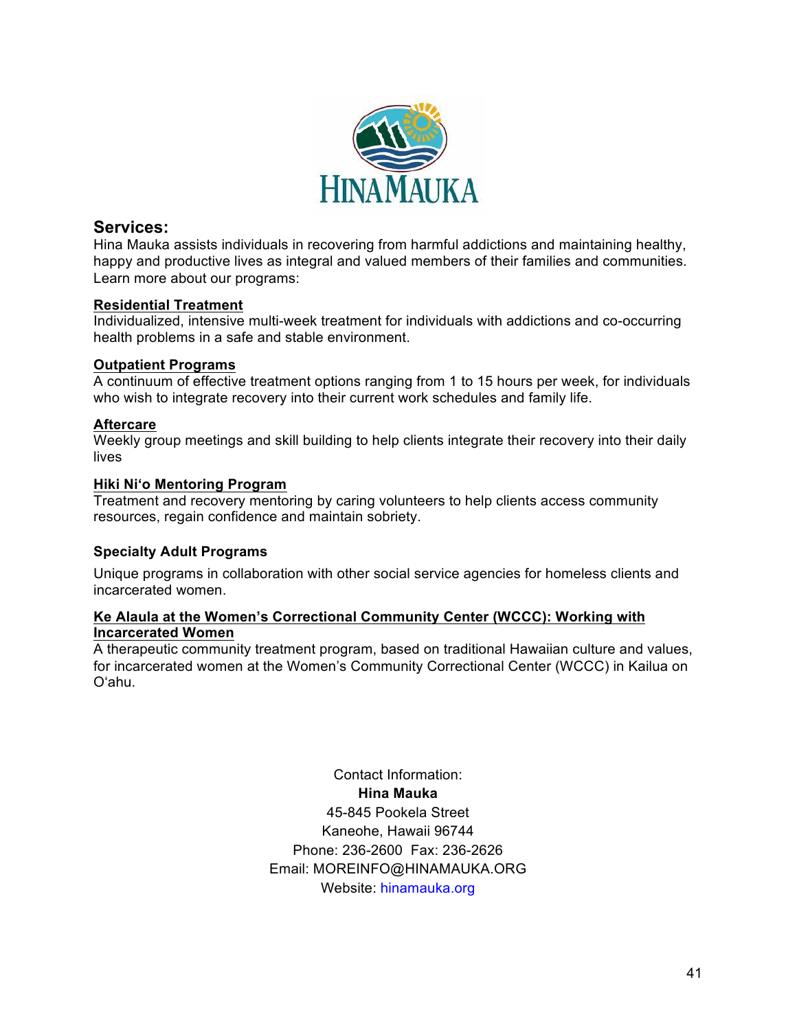HINAMAUKA

## Services:

Hina Mauka assists individuals in recovering from harmful addictions and maintaining healthy, happy and productive lives as integral and valued members of their families and communities. Learn more about our programs:

**Residential Treatment**
Individualized, intensive multi-week treatment for individuals with addictions and co-occurring health problems in a safe and stable environment.

**Outpatient Programs**
A continuum of effective treatment options ranging from 1 to 15 hours per week, for individuals who wish to integrate recovery into their current work schedules and family life.

**Aftercare**
Weekly group meetings and skill building to help clients integrate their recovery into their daily lives

**Hiki Ni'o Mentoring Program**
Treatment and recovery mentoring by caring volunteers to help clients access community resources, regain confidence and maintain sobriety.

**Specialty Adult Programs**

Unique programs in collaboration with other social service agencies for homeless clients and incarcerated women.

**Ke Alaula at the Women's Correctional Community Center (WCCC): Working with Incarcerated Women**
A therapeutic community treatment program, based on traditional Hawaiian culture and values, for incarcerated women at the Women's Community Correctional Center (WCCC) in Kailua on O'ahu.

Contact Information:
**Hina Mauka**
45-845 Pookela Street
Kaneohe, Hawaii 96744
Phone: 236-2600 Fax: 236-2626
Email: MOREINFO@HINAMAUKA.ORG
Website: hinamauka.org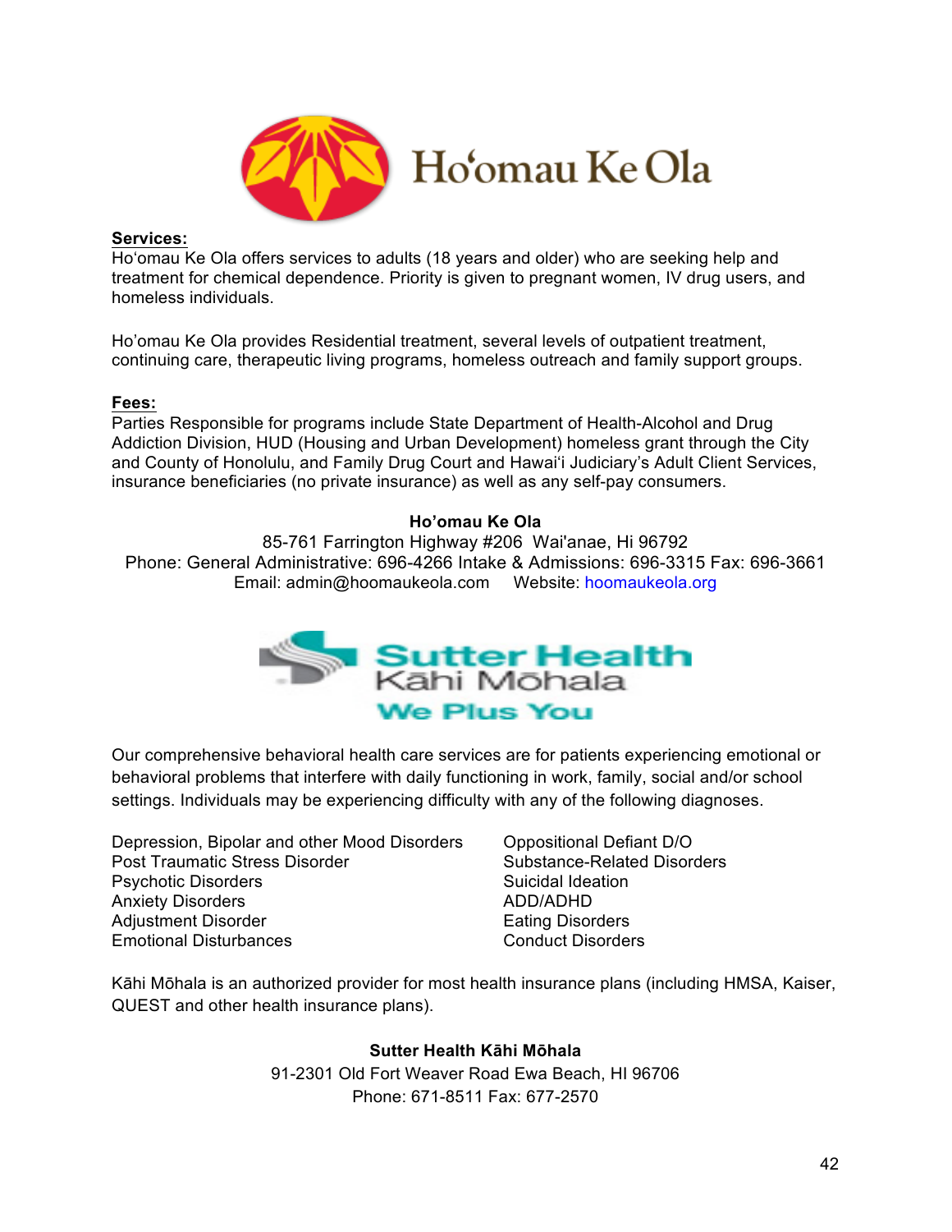# Ho'omau Ke Ola

**Services:**

Ho'omau Ke Ola offers services to adults (18 years and older) who are seeking help and treatment for chemical dependence. Priority is given to pregnant women, IV drug users, and homeless individuals.

Ho'omau Ke Ola provides Residential treatment, several levels of outpatient treatment, continuing care, therapeutic living programs, homeless outreach and family support groups.

**Fees:**

Parties Responsible for programs include State Department of Health-Alcohol and Drug Addiction Division, HUD (Housing and Urban Development) homeless grant through the City and County of Honolulu, and Family Drug Court and Hawai'i Judiciary's Adult Client Services, insurance beneficiaries (no private insurance) as well as any self-pay consumers.

**Ho'omau Ke Ola**

85-761 Farrington Highway #206 Wai'anae, Hi 96792
Phone: General Administrative: 696-4266 Intake & Admissions: 696-3315 Fax: 696-3661
Email: admin@hoomaukeola.com Website: hoomaukeola.org

# Sutter Health Kāhi Mōhala

We Plus You

Our comprehensive behavioral health care services are for patients experiencing emotional or behavioral problems that interfere with daily functioning in work, family, social and/or school settings. Individuals may be experiencing difficulty with any of the following diagnoses.

- Depression, Bipolar and other Mood Disorders
- Post Traumatic Stress Disorder
- Psychotic Disorders
- Anxiety Disorders
- Adjustment Disorder
- Emotional Disturbances
- Oppositional Defiant D/O
- Substance-Related Disorders
- Suicidal Ideation
- ADD/ADHD
- Eating Disorders
- Conduct Disorders

Kāhi Mōhala is an authorized provider for most health insurance plans (including HMSA, Kaiser, QUEST and other health insurance plans).

**Sutter Health Kāhi Mōhala**

91-2301 Old Fort Weaver Road Ewa Beach, HI 96706
Phone: 671-8511 Fax: 677-2570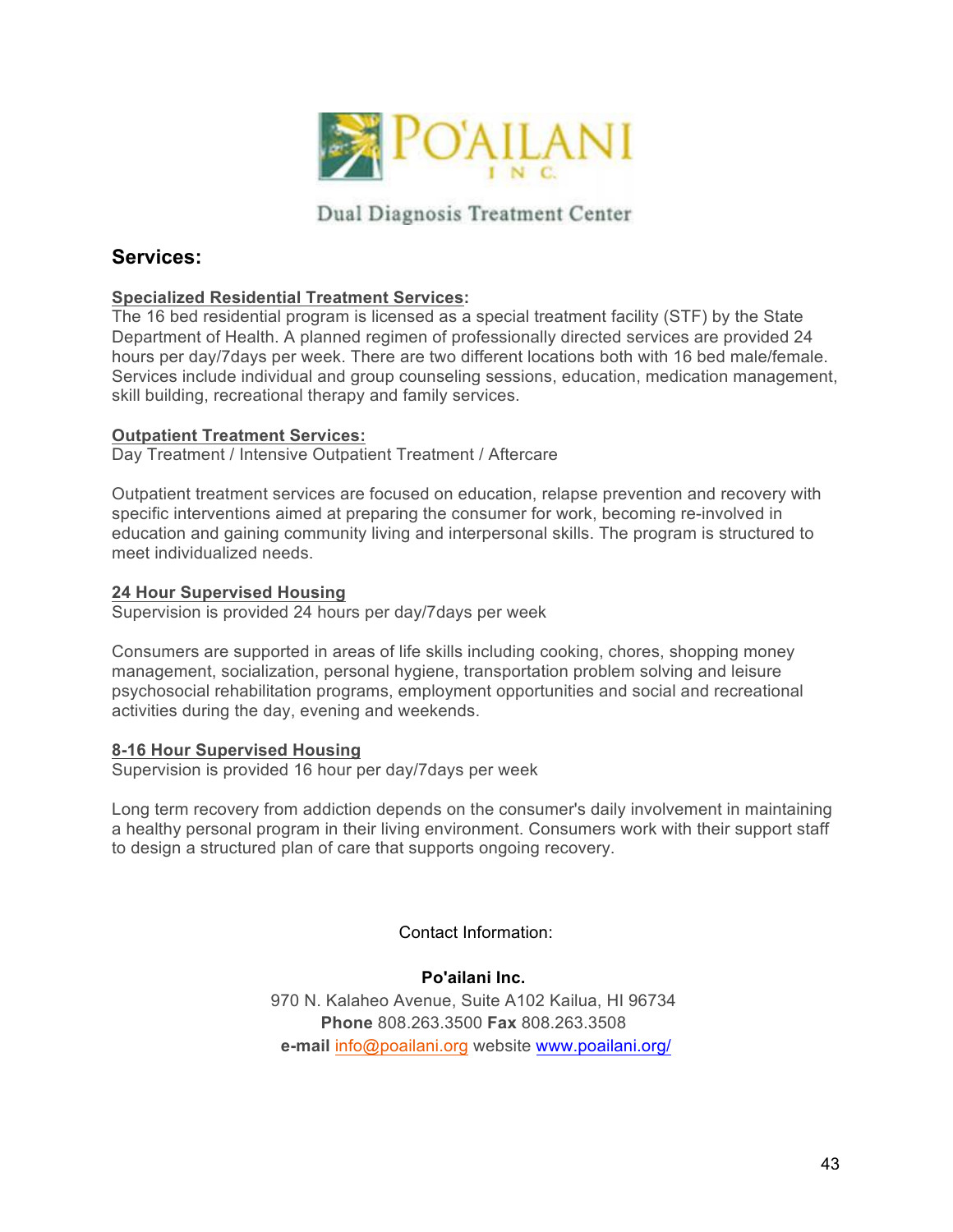# PO'AILANI INC.

Dual Diagnosis Treatment Center

## Services:

**Specialized Residential Treatment Services:**

The 16 bed residential program is licensed as a special treatment facility (STF) by the State Department of Health. A planned regimen of professionally directed services are provided 24 hours per day/7days per week. There are two different locations both with 16 bed male/female. Services include individual and group counseling sessions, education, medication management, skill building, recreational therapy and family services.

**Outpatient Treatment Services:**

Day Treatment / Intensive Outpatient Treatment / Aftercare

Outpatient treatment services are focused on education, relapse prevention and recovery with specific interventions aimed at preparing the consumer for work, becoming re-involved in education and gaining community living and interpersonal skills. The program is structured to meet individualized needs.

**24 Hour Supervised Housing**

Supervision is provided 24 hours per day/7days per week

Consumers are supported in areas of life skills including cooking, chores, shopping money management, socialization, personal hygiene, transportation problem solving and leisure psychosocial rehabilitation programs, employment opportunities and social and recreational activities during the day, evening and weekends.

**8-16 Hour Supervised Housing**

Supervision is provided 16 hour per day/7days per week

Long term recovery from addiction depends on the consumer's daily involvement in maintaining a healthy personal program in their living environment. Consumers work with their support staff to design a structured plan of care that supports ongoing recovery.

Contact Information:

**Po'ailani Inc.**

970 N. Kalaheo Avenue, Suite A102 Kailua, HI 96734

**Phone** 808.263.3500 **Fax** 808.263.3508

**e-mail** info@poailani.org website www.poailani.org/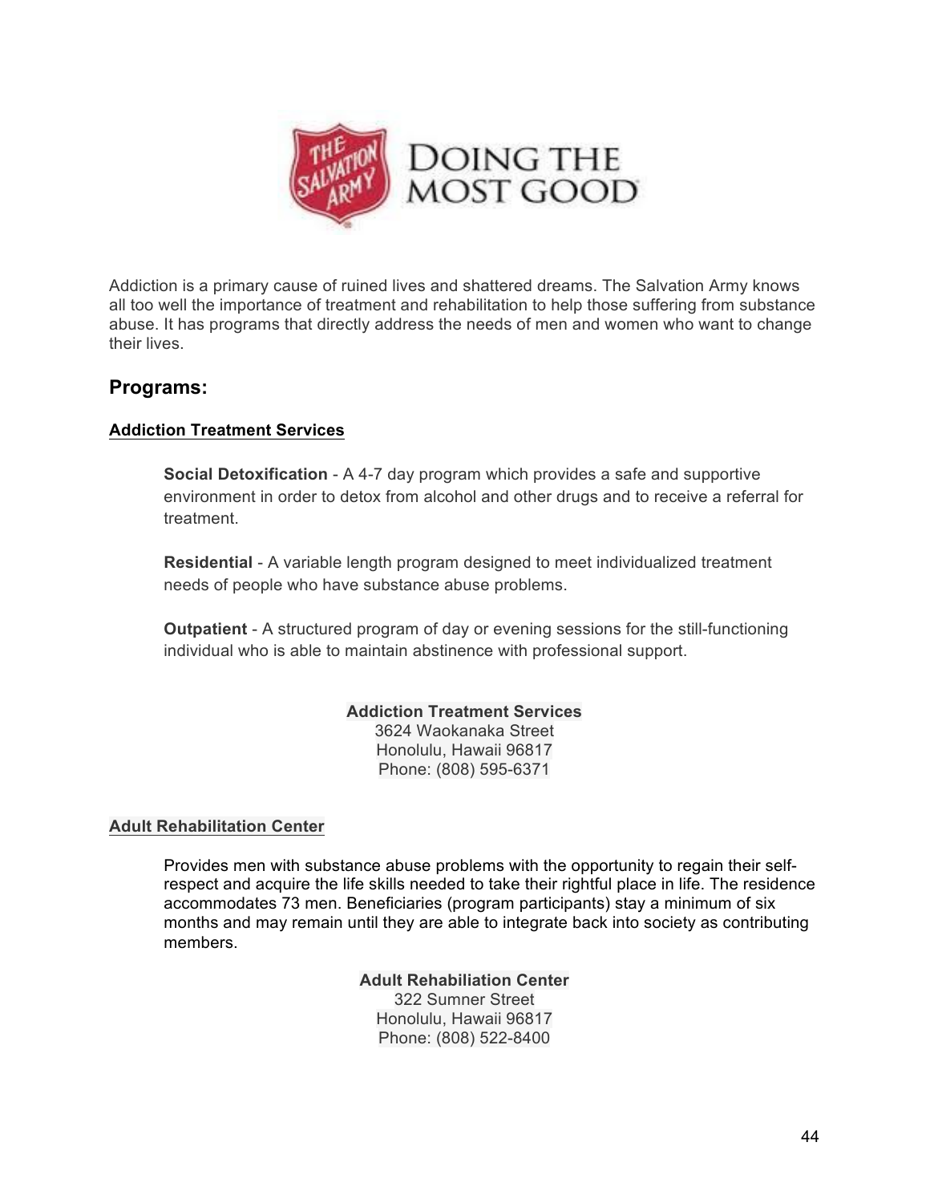DOING THE MOST GOOD

Addiction is a primary cause of ruined lives and shattered dreams. The Salvation Army knows all too well the importance of treatment and rehabilitation to help those suffering from substance abuse. It has programs that directly address the needs of men and women who want to change their lives.

## Programs:

### Addiction Treatment Services

**Social Detoxification** - A 4-7 day program which provides a safe and supportive environment in order to detox from alcohol and other drugs and to receive a referral for treatment.

**Residential** - A variable length program designed to meet individualized treatment needs of people who have substance abuse problems.

**Outpatient** - A structured program of day or evening sessions for the still-functioning individual who is able to maintain abstinence with professional support.

**Addiction Treatment Services**
3624 Waokanaka Street
Honolulu, Hawaii 96817
Phone: (808) 595-6371

### Adult Rehabilitation Center

Provides men with substance abuse problems with the opportunity to regain their self-respect and acquire the life skills needed to take their rightful place in life. The residence accommodates 73 men. Beneficiaries (program participants) stay a minimum of six months and may remain until they are able to integrate back into society as contributing members.

**Adult Rehabiliation Center**
322 Sumner Street
Honolulu, Hawaii 96817
Phone: (808) 522-8400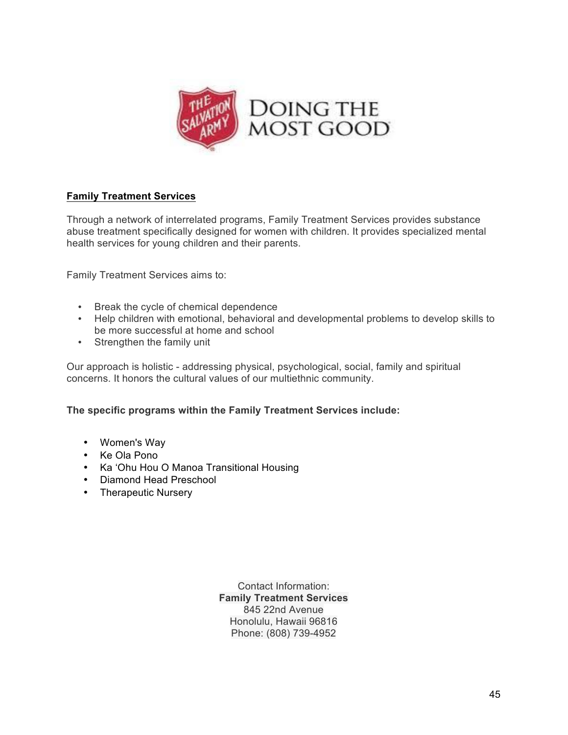## Family Treatment Services

Through a network of interrelated programs, Family Treatment Services provides substance abuse treatment specifically designed for women with children. It provides specialized mental health services for young children and their parents.

Family Treatment Services aims to:

- Break the cycle of chemical dependence
- Help children with emotional, behavioral and developmental problems to develop skills to be more successful at home and school
- Strengthen the family unit

Our approach is holistic - addressing physical, psychological, social, family and spiritual concerns. It honors the cultural values of our multiethnic community.

**The specific programs within the Family Treatment Services include:**

- Women's Way
- Ke Ola Pono
- Ka ‘Ohu Hou O Manoa Transitional Housing
- Diamond Head Preschool
- Therapeutic Nursery

Contact Information:
**Family Treatment Services**
845 22nd Avenue
Honolulu, Hawaii 96816
Phone: (808) 739-4952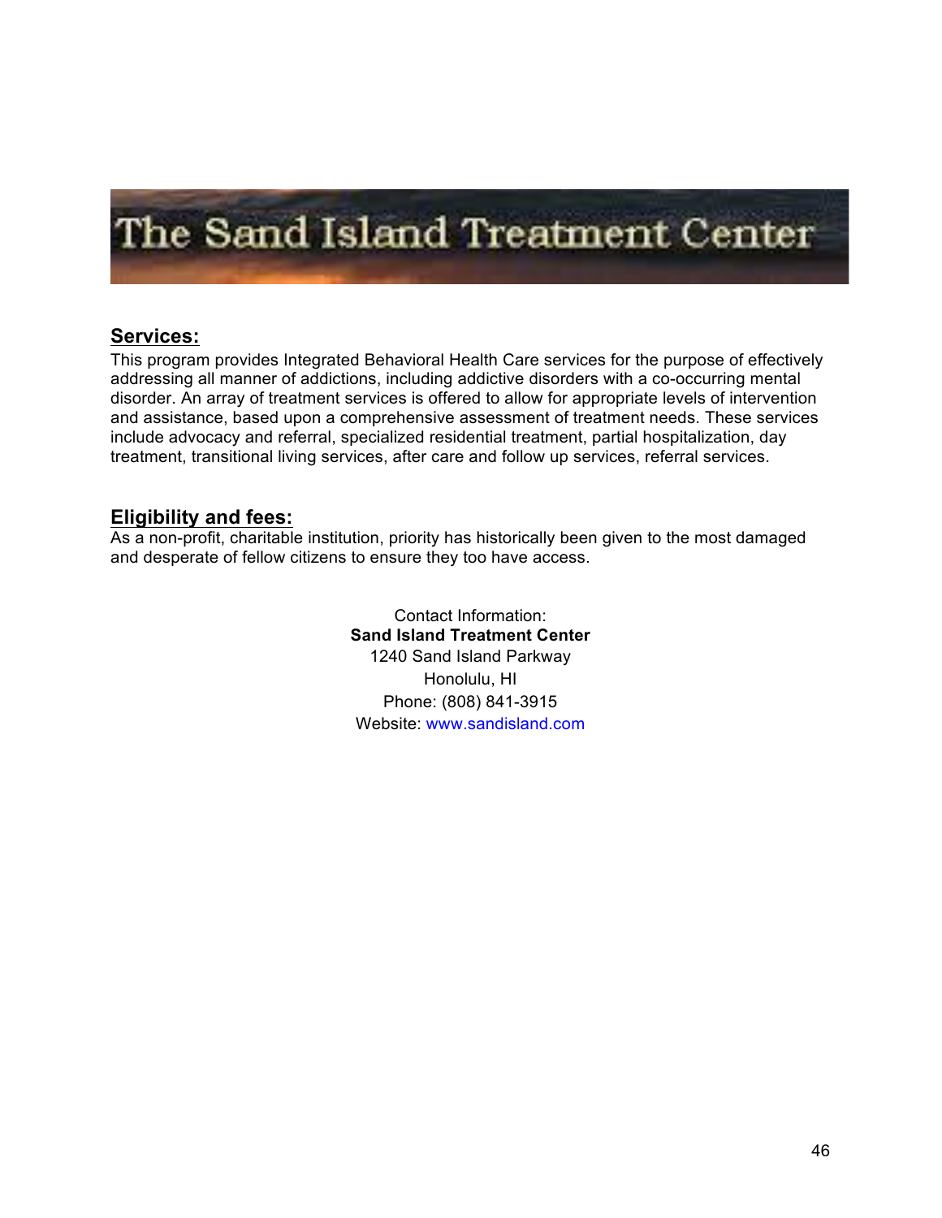# The Sand Island Treatment Center

## Services:

This program provides Integrated Behavioral Health Care services for the purpose of effectively addressing all manner of addictions, including addictive disorders with a co-occurring mental disorder. An array of treatment services is offered to allow for appropriate levels of intervention and assistance, based upon a comprehensive assessment of treatment needs. These services include advocacy and referral, specialized residential treatment, partial hospitalization, day treatment, transitional living services, after care and follow up services, referral services.

## Eligibility and fees:

As a non-profit, charitable institution, priority has historically been given to the most damaged and desperate of fellow citizens to ensure they too have access.

Contact Information:
**Sand Island Treatment Center**
1240 Sand Island Parkway
Honolulu, HI
Phone: (808) 841-3915
Website: www.sandisland.com